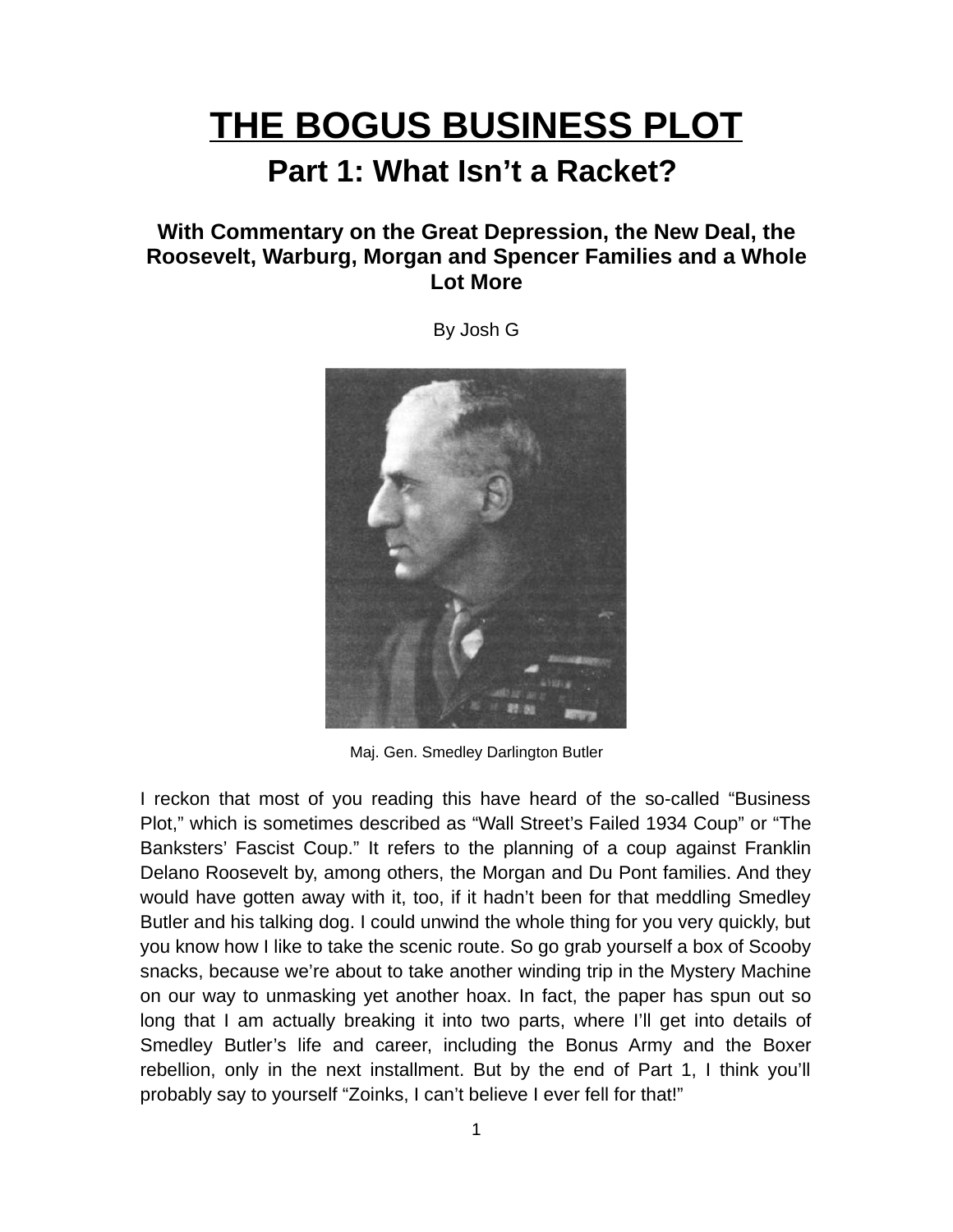# THE BOGUS BUSINESS PLOT

## Part 1: What Isn't a Racket?

### With Commentary on the Great Depression, the New Deal, the Roosevelt, Warburg, Morgan and Spencer Families and a Whole Lot More

By Josh G

Maj. Gen. Smedley Darlington Butler

I reckon that most of you reading this have heard of the so-called "Business Plot," which is sometimes described as "Wall Street's Failed 1934 Coup" or "The Banksters' Fascist Coup." It refers to the planning of a coup against Franklin Delano Roosevelt by, among others, the Morgan and Du Pont families. And they would have gotten away with it, too, if it hadn't been for that meddling Smedley Butler and his talking dog. I could unwind the whole thing for you very quickly, but you know how I like to take the scenic route. So go grab yourself a box of Scooby snacks, because we're about to take another winding trip in the Mystery Machine on our way to unmasking yet another hoax. In fact, the paper has spun out so long that I am actually breaking it into two parts, where I'll get into details of Smedley Butler's life and career, including the Bonus Army and the Boxer rebellion, only in the next installment. But by the end of Part 1, I think you'll probably say to yourself "Zoinks, I can't believe I ever fell for that!"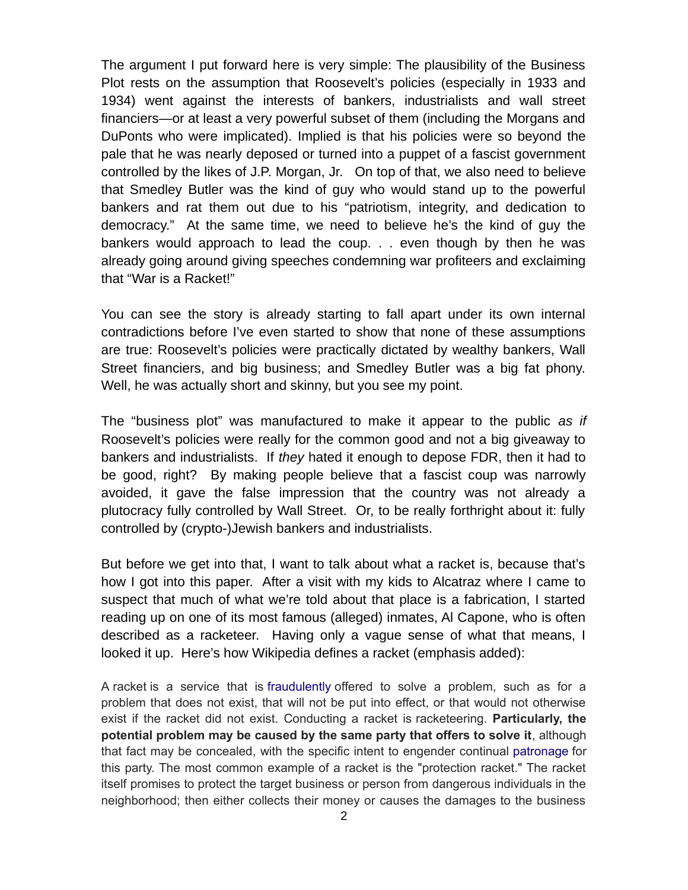The argument I put forward here is very simple: The plausibility of the Business Plot rests on the assumption that Roosevelt's policies (especially in 1933 and 1934) went against the interests of bankers, industrialists and wall street financiers—or at least a very powerful subset of them (including the Morgans and DuPonts who were implicated). Implied is that his policies were so beyond the pale that he was nearly deposed or turned into a puppet of a fascist government controlled by the likes of J.P. Morgan, Jr. On top of that, we also need to believe that Smedley Butler was the kind of guy who would stand up to the powerful bankers and rat them out due to his "patriotism, integrity, and dedication to democracy." At the same time, we need to believe he's the kind of guy the bankers would approach to lead the coup. . . even though by then he was already going around giving speeches condemning war profiteers and exclaiming that "War is a Racket!"

You can see the story is already starting to fall apart under its own internal contradictions before I've even started to show that none of these assumptions are true: Roosevelt's policies were practically dictated by wealthy bankers, Wall Street financiers, and big business; and Smedley Butler was a big fat phony. Well, he was actually short and skinny, but you see my point.

The "business plot" was manufactured to make it appear to the public *as if* Roosevelt's policies were really for the common good and not a big giveaway to bankers and industrialists. If *they* hated it enough to depose FDR, then it had to be good, right? By making people believe that a fascist coup was narrowly avoided, it gave the false impression that the country was not already a plutocracy fully controlled by Wall Street. Or, to be really forthright about it: fully controlled by (crypto-)Jewish bankers and industrialists.

But before we get into that, I want to talk about what a racket is, because that's how I got into this paper. After a visit with my kids to Alcatraz where I came to suspect that much of what we're told about that place is a fabrication, I started reading up on one of its most famous (alleged) inmates, Al Capone, who is often described as a racketeer. Having only a vague sense of what that means, I looked it up. Here's how Wikipedia defines a racket (emphasis added):

> A racket is a service that is fraudulently offered to solve a problem, such as for a problem that does not exist, that will not be put into effect, or that would not otherwise exist if the racket did not exist. Conducting a racket is racketeering. **Particularly, the potential problem may be caused by the same party that offers to solve it**, although that fact may be concealed, with the specific intent to engender continual patronage for this party. The most common example of a racket is the "protection racket." The racket itself promises to protect the target business or person from dangerous individuals in the neighborhood; then either collects their money or causes the damages to the business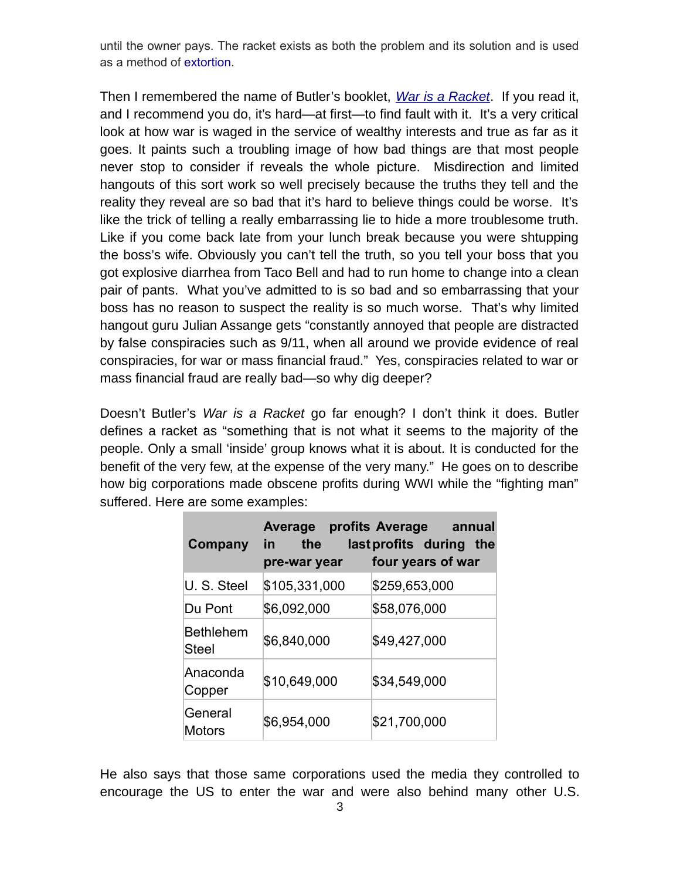until the owner pays. The racket exists as both the problem and its solution and is used as a method of extortion.

Then I remembered the name of Butler's booklet, *War is a Racket*. If you read it, and I recommend you do, it's hard—at first—to find fault with it. It's a very critical look at how war is waged in the service of wealthy interests and true as far as it goes. It paints such a troubling image of how bad things are that most people never stop to consider if reveals the whole picture. Misdirection and limited hangouts of this sort work so well precisely because the truths they tell and the reality they reveal are so bad that it's hard to believe things could be worse. It's like the trick of telling a really embarrassing lie to hide a more troublesome truth. Like if you come back late from your lunch break because you were shtupping the boss's wife. Obviously you can't tell the truth, so you tell your boss that you got explosive diarrhea from Taco Bell and had to run home to change into a clean pair of pants. What you've admitted to is so bad and so embarrassing that your boss has no reason to suspect the reality is so much worse. That's why limited hangout guru Julian Assange gets "constantly annoyed that people are distracted by false conspiracies such as 9/11, when all around we provide evidence of real conspiracies, for war or mass financial fraud." Yes, conspiracies related to war or mass financial fraud are really bad—so why dig deeper?

Doesn't Butler's *War is a Racket* go far enough? I don't think it does. Butler defines a racket as "something that is not what it seems to the majority of the people. Only a small 'inside' group knows what it is about. It is conducted for the benefit of the very few, at the expense of the very many." He goes on to describe how big corporations made obscene profits during WWI while the "fighting man" suffered. Here are some examples:

| Company | Average profits in the last pre-war year | Average annual profits during the four years of war |
|---|---|---|
| U. S. Steel | $105,331,000 | $259,653,000 |
| Du Pont | $6,092,000 | $58,076,000 |
| Bethlehem Steel | $6,840,000 | $49,427,000 |
| Anaconda Copper | $10,649,000 | $34,549,000 |
| General Motors | $6,954,000 | $21,700,000 |

He also says that those same corporations used the media they controlled to encourage the US to enter the war and were also behind many other U.S.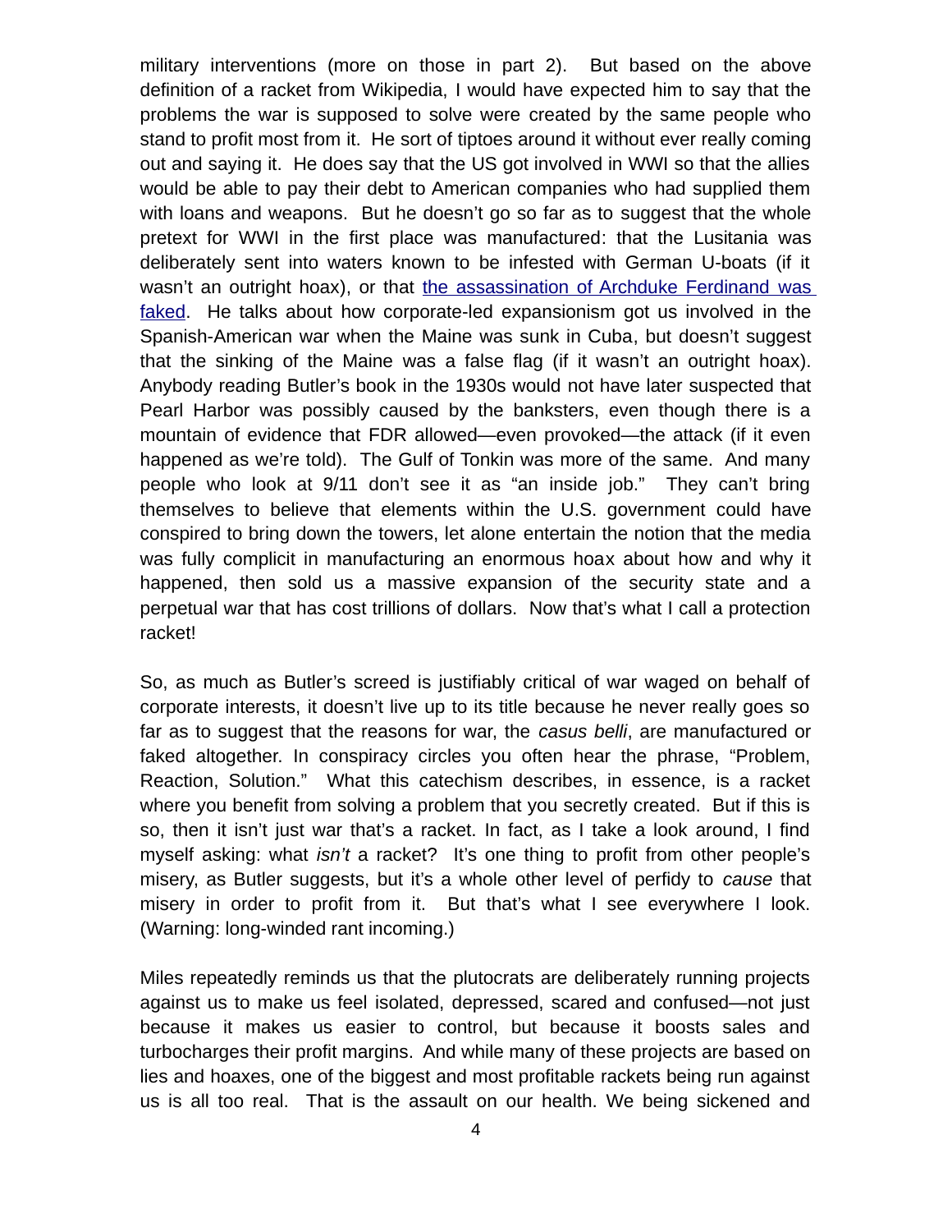military interventions (more on those in part 2). But based on the above definition of a racket from Wikipedia, I would have expected him to say that the problems the war is supposed to solve were created by the same people who stand to profit most from it. He sort of tiptoes around it without ever really coming out and saying it. He does say that the US got involved in WWI so that the allies would be able to pay their debt to American companies who had supplied them with loans and weapons. But he doesn't go so far as to suggest that the whole pretext for WWI in the first place was manufactured: that the Lusitania was deliberately sent into waters known to be infested with German U-boats (if it wasn't an outright hoax), or that [the assassination of Archduke Ferdinand was faked](). He talks about how corporate-led expansionism got us involved in the Spanish-American war when the Maine was sunk in Cuba, but doesn't suggest that the sinking of the Maine was a false flag (if it wasn't an outright hoax). Anybody reading Butler's book in the 1930s would not have later suspected that Pearl Harbor was possibly caused by the banksters, even though there is a mountain of evidence that FDR allowed—even provoked—the attack (if it even happened as we're told). The Gulf of Tonkin was more of the same. And many people who look at 9/11 don't see it as "an inside job." They can't bring themselves to believe that elements within the U.S. government could have conspired to bring down the towers, let alone entertain the notion that the media was fully complicit in manufacturing an enormous hoax about how and why it happened, then sold us a massive expansion of the security state and a perpetual war that has cost trillions of dollars. Now that's what I call a protection racket!

So, as much as Butler's screed is justifiably critical of war waged on behalf of corporate interests, it doesn't live up to its title because he never really goes so far as to suggest that the reasons for war, the *casus belli*, are manufactured or faked altogether. In conspiracy circles you often hear the phrase, "Problem, Reaction, Solution." What this catechism describes, in essence, is a racket where you benefit from solving a problem that you secretly created. But if this is so, then it isn't just war that's a racket. In fact, as I take a look around, I find myself asking: what *isn't* a racket? It's one thing to profit from other people's misery, as Butler suggests, but it's a whole other level of perfidy to *cause* that misery in order to profit from it. But that's what I see everywhere I look. (Warning: long-winded rant incoming.)

Miles repeatedly reminds us that the plutocrats are deliberately running projects against us to make us feel isolated, depressed, scared and confused—not just because it makes us easier to control, but because it boosts sales and turbocharges their profit margins. And while many of these projects are based on lies and hoaxes, one of the biggest and most profitable rackets being run against us is all too real. That is the assault on our health. We being sickened and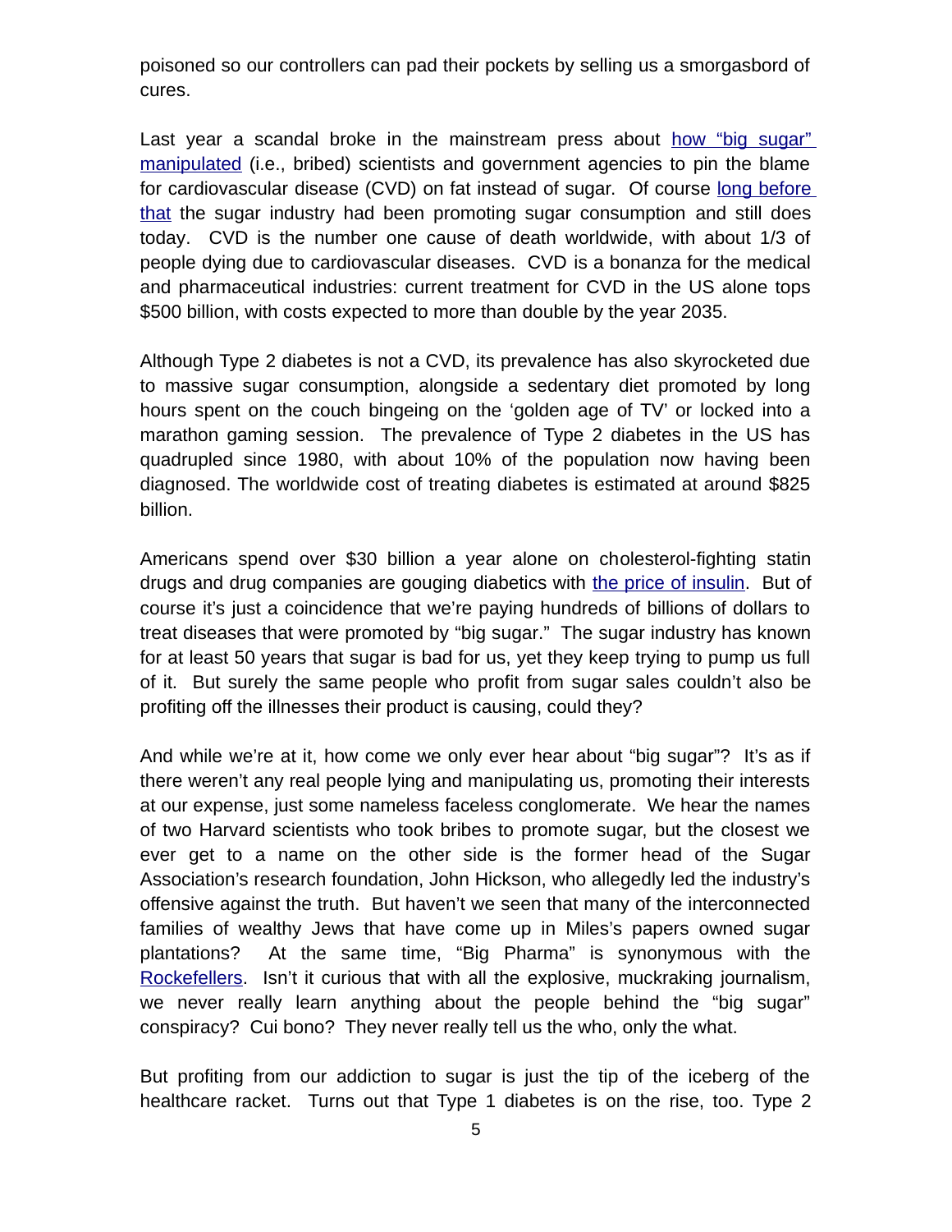poisoned so our controllers can pad their pockets by selling us a smorgasbord of cures.

Last year a scandal broke in the mainstream press about how "big sugar" manipulated (i.e., bribed) scientists and government agencies to pin the blame for cardiovascular disease (CVD) on fat instead of sugar. Of course long before that the sugar industry had been promoting sugar consumption and still does today. CVD is the number one cause of death worldwide, with about 1/3 of people dying due to cardiovascular diseases. CVD is a bonanza for the medical and pharmaceutical industries: current treatment for CVD in the US alone tops $500 billion, with costs expected to more than double by the year 2035.

Although Type 2 diabetes is not a CVD, its prevalence has also skyrocketed due to massive sugar consumption, alongside a sedentary diet promoted by long hours spent on the couch bingeing on the 'golden age of TV' or locked into a marathon gaming session. The prevalence of Type 2 diabetes in the US has quadrupled since 1980, with about 10% of the population now having been diagnosed. The worldwide cost of treating diabetes is estimated at around $825 billion.

Americans spend over $30 billion a year alone on cholesterol-fighting statin drugs and drug companies are gouging diabetics with the price of insulin. But of course it's just a coincidence that we're paying hundreds of billions of dollars to treat diseases that were promoted by "big sugar." The sugar industry has known for at least 50 years that sugar is bad for us, yet they keep trying to pump us full of it. But surely the same people who profit from sugar sales couldn't also be profiting off the illnesses their product is causing, could they?

And while we're at it, how come we only ever hear about "big sugar"? It's as if there weren't any real people lying and manipulating us, promoting their interests at our expense, just some nameless faceless conglomerate. We hear the names of two Harvard scientists who took bribes to promote sugar, but the closest we ever get to a name on the other side is the former head of the Sugar Association's research foundation, John Hickson, who allegedly led the industry's offensive against the truth. But haven't we seen that many of the interconnected families of wealthy Jews that have come up in Miles's papers owned sugar plantations? At the same time, "Big Pharma" is synonymous with the Rockefellers. Isn't it curious that with all the explosive, muckraking journalism, we never really learn anything about the people behind the "big sugar" conspiracy? Cui bono? They never really tell us the who, only the what.

But profiting from our addiction to sugar is just the tip of the iceberg of the healthcare racket. Turns out that Type 1 diabetes is on the rise, too. Type 2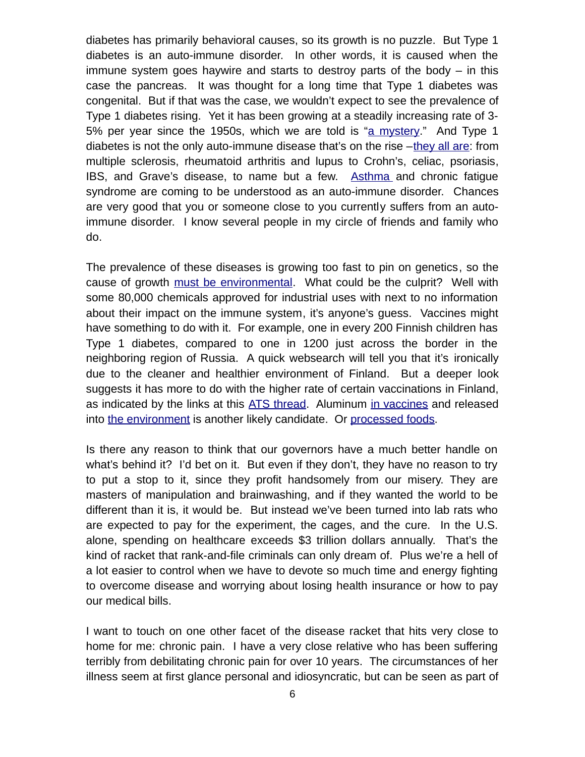diabetes has primarily behavioral causes, so its growth is no puzzle. But Type 1 diabetes is an auto-immune disorder. In other words, it is caused when the immune system goes haywire and starts to destroy parts of the body – in this case the pancreas. It was thought for a long time that Type 1 diabetes was congenital. But if that was the case, we wouldn't expect to see the prevalence of Type 1 diabetes rising. Yet it has been growing at a steadily increasing rate of 3-5% per year since the 1950s, which we are told is "a mystery." And Type 1 diabetes is not the only auto-immune disease that's on the rise –they all are: from multiple sclerosis, rheumatoid arthritis and lupus to Crohn's, celiac, psoriasis, IBS, and Grave's disease, to name but a few. Asthma and chronic fatigue syndrome are coming to be understood as an auto-immune disorder. Chances are very good that you or someone close to you currently suffers from an auto-immune disorder. I know several people in my circle of friends and family who do.

The prevalence of these diseases is growing too fast to pin on genetics, so the cause of growth must be environmental. What could be the culprit? Well with some 80,000 chemicals approved for industrial uses with next to no information about their impact on the immune system, it's anyone's guess. Vaccines might have something to do with it. For example, one in every 200 Finnish children has Type 1 diabetes, compared to one in 1200 just across the border in the neighboring region of Russia. A quick websearch will tell you that it's ironically due to the cleaner and healthier environment of Finland. But a deeper look suggests it has more to do with the higher rate of certain vaccinations in Finland, as indicated by the links at this ATS thread. Aluminum in vaccines and released into the environment is another likely candidate. Or processed foods.

Is there any reason to think that our governors have a much better handle on what's behind it? I'd bet on it. But even if they don't, they have no reason to try to put a stop to it, since they profit handsomely from our misery. They are masters of manipulation and brainwashing, and if they wanted the world to be different than it is, it would be. But instead we've been turned into lab rats who are expected to pay for the experiment, the cages, and the cure. In the U.S. alone, spending on healthcare exceeds $3 trillion dollars annually. That's the kind of racket that rank-and-file criminals can only dream of. Plus we're a hell of a lot easier to control when we have to devote so much time and energy fighting to overcome disease and worrying about losing health insurance or how to pay our medical bills.

I want to touch on one other facet of the disease racket that hits very close to home for me: chronic pain. I have a very close relative who has been suffering terribly from debilitating chronic pain for over 10 years. The circumstances of her illness seem at first glance personal and idiosyncratic, but can be seen as part of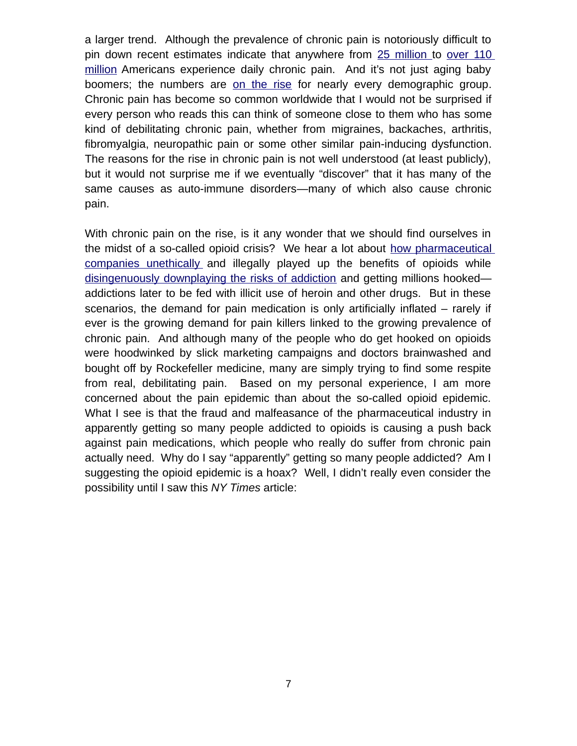a larger trend. Although the prevalence of chronic pain is notoriously difficult to pin down recent estimates indicate that anywhere from 25 million to over 110 million Americans experience daily chronic pain. And it's not just aging baby boomers; the numbers are on the rise for nearly every demographic group. Chronic pain has become so common worldwide that I would not be surprised if every person who reads this can think of someone close to them who has some kind of debilitating chronic pain, whether from migraines, backaches, arthritis, fibromyalgia, neuropathic pain or some other similar pain-inducing dysfunction. The reasons for the rise in chronic pain is not well understood (at least publicly), but it would not surprise me if we eventually "discover" that it has many of the same causes as auto-immune disorders—many of which also cause chronic pain.

With chronic pain on the rise, is it any wonder that we should find ourselves in the midst of a so-called opioid crisis? We hear a lot about how pharmaceutical companies unethically and illegally played up the benefits of opioids while disingenuously downplaying the risks of addiction and getting millions hooked—addictions later to be fed with illicit use of heroin and other drugs. But in these scenarios, the demand for pain medication is only artificially inflated – rarely if ever is the growing demand for pain killers linked to the growing prevalence of chronic pain. And although many of the people who do get hooked on opioids were hoodwinked by slick marketing campaigns and doctors brainwashed and bought off by Rockefeller medicine, many are simply trying to find some respite from real, debilitating pain. Based on my personal experience, I am more concerned about the pain epidemic than about the so-called opioid epidemic. What I see is that the fraud and malfeasance of the pharmaceutical industry in apparently getting so many people addicted to opioids is causing a push back against pain medications, which people who really do suffer from chronic pain actually need. Why do I say "apparently" getting so many people addicted? Am I suggesting the opioid epidemic is a hoax? Well, I didn't really even consider the possibility until I saw this *NY Times* article: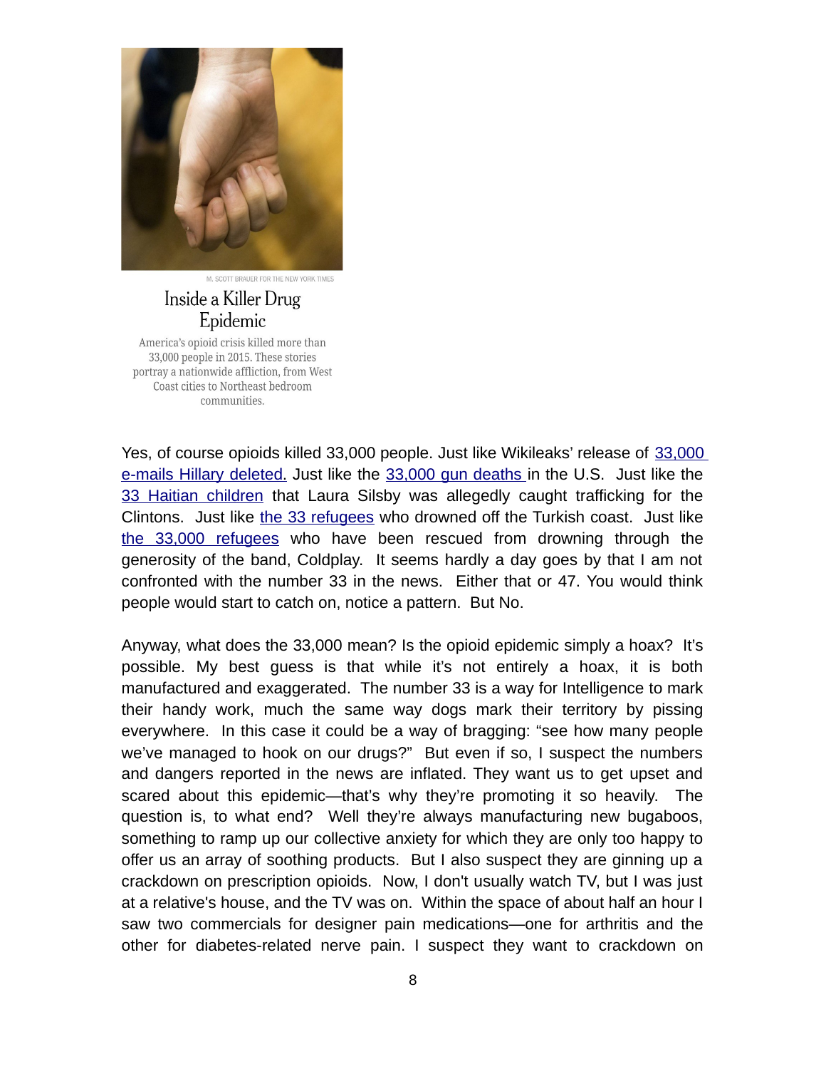M. SCOTT BRAUER FOR THE NEW YORK TIMES

Inside a Killer Drug Epidemic

America's opioid crisis killed more than 33,000 people in 2015. These stories portray a nationwide affliction, from West Coast cities to Northeast bedroom communities.

Yes, of course opioids killed 33,000 people. Just like Wikileaks' release of 33,000 e-mails Hillary deleted. Just like the 33,000 gun deaths in the U.S. Just like the 33 Haitian children that Laura Silsby was allegedly caught trafficking for the Clintons. Just like the 33 refugees who drowned off the Turkish coast. Just like the 33,000 refugees who have been rescued from drowning through the generosity of the band, Coldplay. It seems hardly a day goes by that I am not confronted with the number 33 in the news. Either that or 47. You would think people would start to catch on, notice a pattern. But No.

Anyway, what does the 33,000 mean? Is the opioid epidemic simply a hoax? It's possible. My best guess is that while it's not entirely a hoax, it is both manufactured and exaggerated. The number 33 is a way for Intelligence to mark their handy work, much the same way dogs mark their territory by pissing everywhere. In this case it could be a way of bragging: "see how many people we've managed to hook on our drugs?" But even if so, I suspect the numbers and dangers reported in the news are inflated. They want us to get upset and scared about this epidemic—that's why they're promoting it so heavily. The question is, to what end? Well they're always manufacturing new bugaboos, something to ramp up our collective anxiety for which they are only too happy to offer us an array of soothing products. But I also suspect they are ginning up a crackdown on prescription opioids. Now, I don't usually watch TV, but I was just at a relative's house, and the TV was on. Within the space of about half an hour I saw two commercials for designer pain medications—one for arthritis and the other for diabetes-related nerve pain. I suspect they want to crackdown on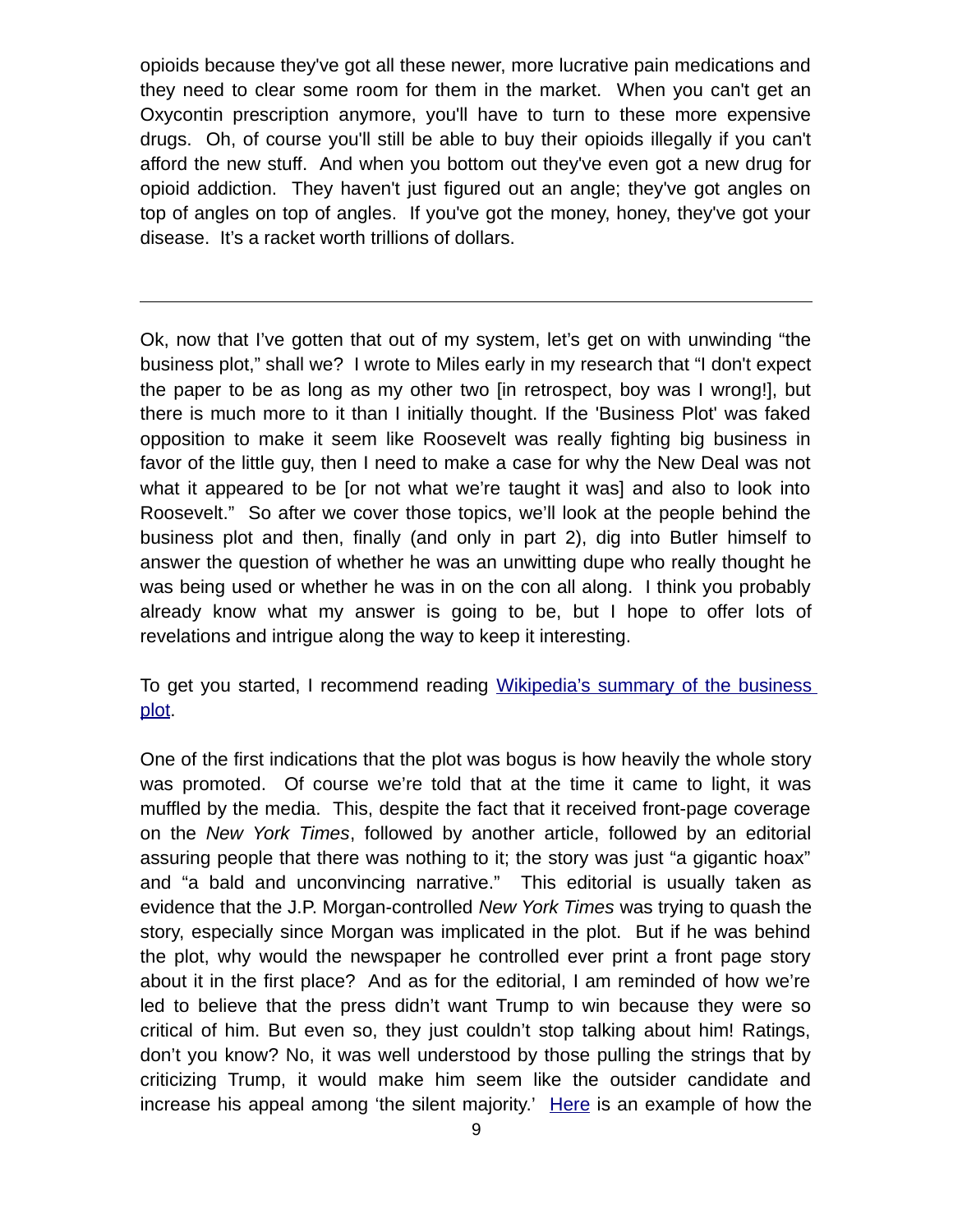opioids because they've got all these newer, more lucrative pain medications and they need to clear some room for them in the market. When you can't get an Oxycontin prescription anymore, you'll have to turn to these more expensive drugs. Oh, of course you'll still be able to buy their opioids illegally if you can't afford the new stuff. And when you bottom out they've even got a new drug for opioid addiction. They haven't just figured out an angle; they've got angles on top of angles on top of angles. If you've got the money, honey, they've got your disease. It's a racket worth trillions of dollars.

---

Ok, now that I've gotten that out of my system, let's get on with unwinding "the business plot," shall we? I wrote to Miles early in my research that "I don't expect the paper to be as long as my other two [in retrospect, boy was I wrong!], but there is much more to it than I initially thought. If the 'Business Plot' was faked opposition to make it seem like Roosevelt was really fighting big business in favor of the little guy, then I need to make a case for why the New Deal was not what it appeared to be [or not what we're taught it was] and also to look into Roosevelt." So after we cover those topics, we'll look at the people behind the business plot and then, finally (and only in part 2), dig into Butler himself to answer the question of whether he was an unwitting dupe who really thought he was being used or whether he was in on the con all along. I think you probably already know what my answer is going to be, but I hope to offer lots of revelations and intrigue along the way to keep it interesting.

To get you started, I recommend reading [Wikipedia's summary of the business plot](#).

One of the first indications that the plot was bogus is how heavily the whole story was promoted. Of course we're told that at the time it came to light, it was muffled by the media. This, despite the fact that it received front-page coverage on the *New York Times*, followed by another article, followed by an editorial assuring people that there was nothing to it; the story was just "a gigantic hoax" and "a bald and unconvincing narrative." This editorial is usually taken as evidence that the J.P. Morgan-controlled *New York Times* was trying to quash the story, especially since Morgan was implicated in the plot. But if he was behind the plot, why would the newspaper he controlled ever print a front page story about it in the first place? And as for the editorial, I am reminded of how we're led to believe that the press didn't want Trump to win because they were so critical of him. But even so, they just couldn't stop talking about him! Ratings, don't you know? No, it was well understood by those pulling the strings that by criticizing Trump, it would make him seem like the outsider candidate and increase his appeal among 'the silent majority.' [Here](#) is an example of how the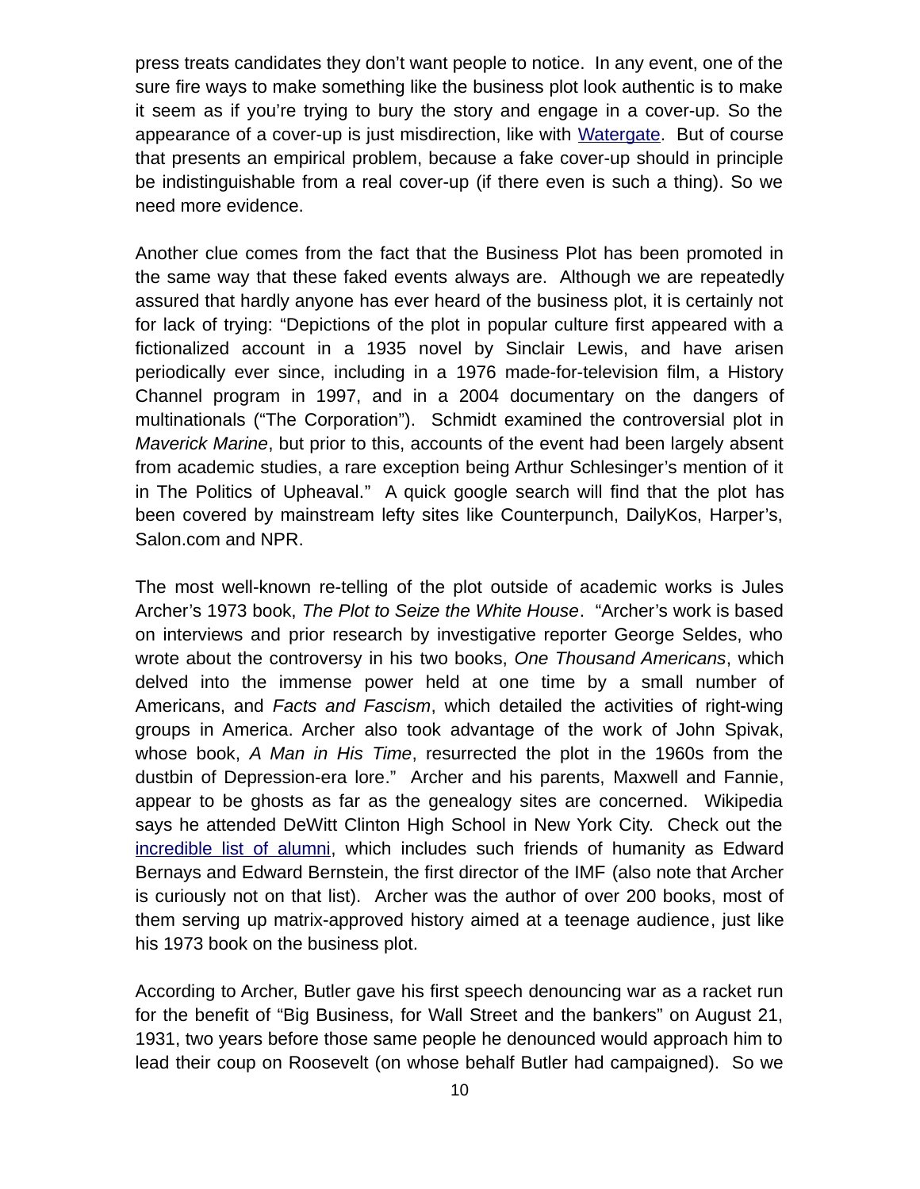press treats candidates they don't want people to notice. In any event, one of the sure fire ways to make something like the business plot look authentic is to make it seem as if you're trying to bury the story and engage in a cover-up. So the appearance of a cover-up is just misdirection, like with Watergate. But of course that presents an empirical problem, because a fake cover-up should in principle be indistinguishable from a real cover-up (if there even is such a thing). So we need more evidence.

Another clue comes from the fact that the Business Plot has been promoted in the same way that these faked events always are. Although we are repeatedly assured that hardly anyone has ever heard of the business plot, it is certainly not for lack of trying: "Depictions of the plot in popular culture first appeared with a fictionalized account in a 1935 novel by Sinclair Lewis, and have arisen periodically ever since, including in a 1976 made-for-television film, a History Channel program in 1997, and in a 2004 documentary on the dangers of multinationals ("The Corporation"). Schmidt examined the controversial plot in *Maverick Marine*, but prior to this, accounts of the event had been largely absent from academic studies, a rare exception being Arthur Schlesinger's mention of it in The Politics of Upheaval." A quick google search will find that the plot has been covered by mainstream lefty sites like Counterpunch, DailyKos, Harper's, Salon.com and NPR.

The most well-known re-telling of the plot outside of academic works is Jules Archer's 1973 book, *The Plot to Seize the White House*. "Archer's work is based on interviews and prior research by investigative reporter George Seldes, who wrote about the controversy in his two books, *One Thousand Americans*, which delved into the immense power held at one time by a small number of Americans, and *Facts and Fascism*, which detailed the activities of right-wing groups in America. Archer also took advantage of the work of John Spivak, whose book, *A Man in His Time*, resurrected the plot in the 1960s from the dustbin of Depression-era lore." Archer and his parents, Maxwell and Fannie, appear to be ghosts as far as the genealogy sites are concerned. Wikipedia says he attended DeWitt Clinton High School in New York City. Check out the incredible list of alumni, which includes such friends of humanity as Edward Bernays and Edward Bernstein, the first director of the IMF (also note that Archer is curiously not on that list). Archer was the author of over 200 books, most of them serving up matrix-approved history aimed at a teenage audience, just like his 1973 book on the business plot.

According to Archer, Butler gave his first speech denouncing war as a racket run for the benefit of "Big Business, for Wall Street and the bankers" on August 21, 1931, two years before those same people he denounced would approach him to lead their coup on Roosevelt (on whose behalf Butler had campaigned). So we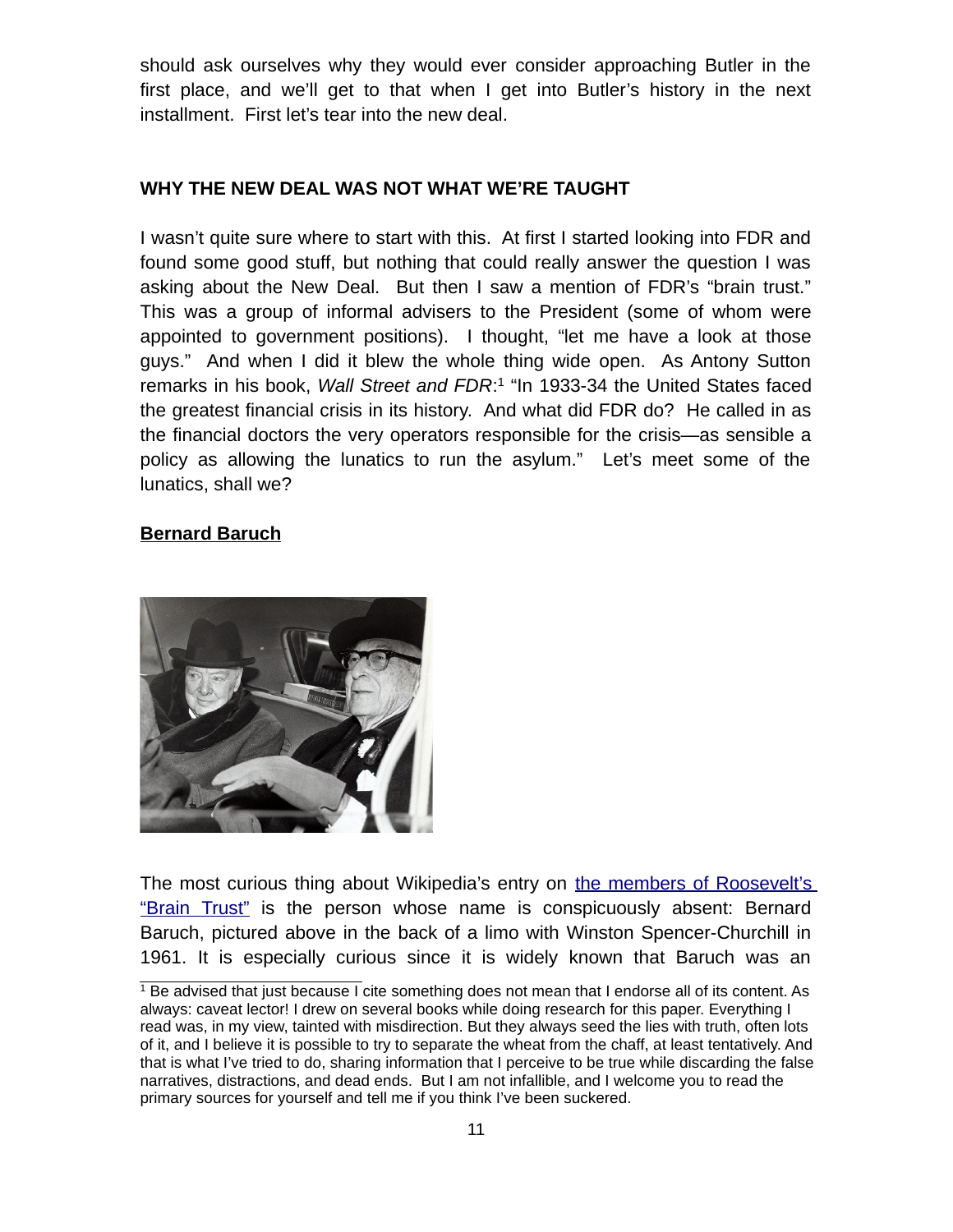should ask ourselves why they would ever consider approaching Butler in the first place, and we'll get to that when I get into Butler's history in the next installment. First let's tear into the new deal.

**WHY THE NEW DEAL WAS NOT WHAT WE'RE TAUGHT**

I wasn't quite sure where to start with this. At first I started looking into FDR and found some good stuff, but nothing that could really answer the question I was asking about the New Deal. But then I saw a mention of FDR's "brain trust." This was a group of informal advisers to the President (some of whom were appointed to government positions). I thought, "let me have a look at those guys." And when I did it blew the whole thing wide open. As Antony Sutton remarks in his book, *Wall Street and FDR*:[1] "In 1933-34 the United States faced the greatest financial crisis in its history. And what did FDR do? He called in as the financial doctors the very operators responsible for the crisis—as sensible a policy as allowing the lunatics to run the asylum." Let's meet some of the lunatics, shall we?

**Bernard Baruch**

The most curious thing about Wikipedia's entry on the members of Roosevelt's "Brain Trust" is the person whose name is conspicuously absent: Bernard Baruch, pictured above in the back of a limo with Winston Spencer-Churchill in 1961. It is especially curious since it is widely known that Baruch was an

---

[1] Be advised that just because I cite something does not mean that I endorse all of its content. As always: caveat lector! I drew on several books while doing research for this paper. Everything I read was, in my view, tainted with misdirection. But they always seed the lies with truth, often lots of it, and I believe it is possible to try to separate the wheat from the chaff, at least tentatively. And that is what I've tried to do, sharing information that I perceive to be true while discarding the false narratives, distractions, and dead ends. But I am not infallible, and I welcome you to read the primary sources for yourself and tell me if you think I've been suckered.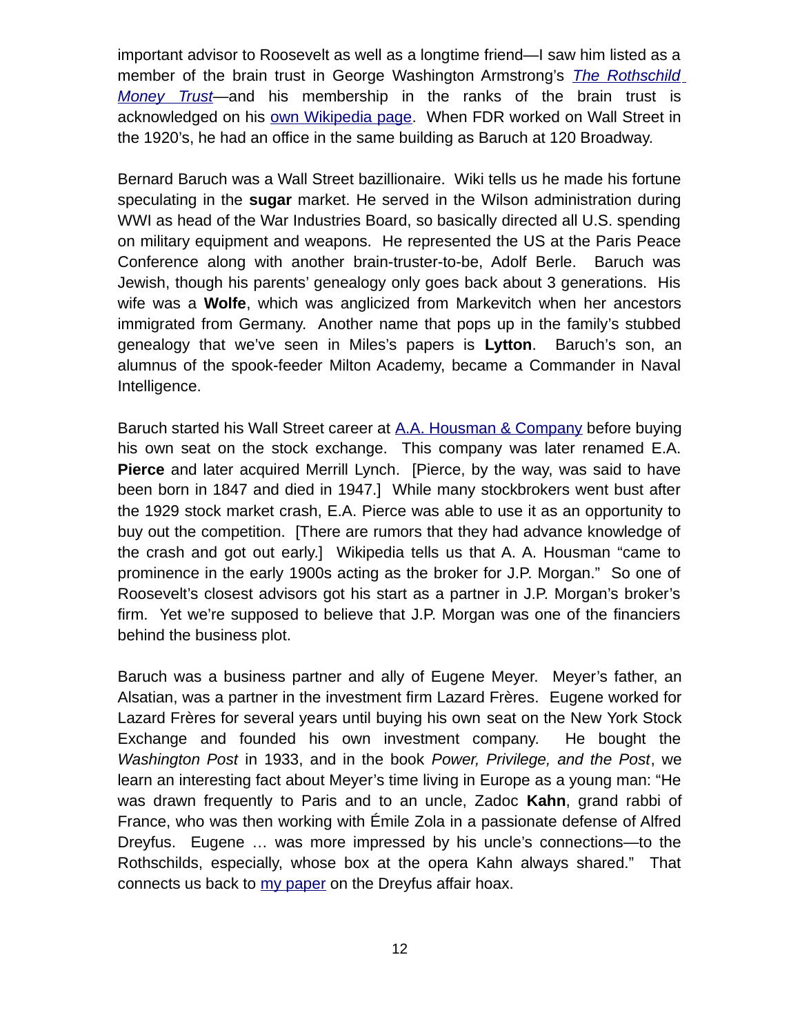important advisor to Roosevelt as well as a longtime friend—I saw him listed as a member of the brain trust in George Washington Armstrong's [*The Rothschild Money Trust*]—and his membership in the ranks of the brain trust is acknowledged on his [own Wikipedia page]. When FDR worked on Wall Street in the 1920's, he had an office in the same building as Baruch at 120 Broadway.

Bernard Baruch was a Wall Street bazillionaire. Wiki tells us he made his fortune speculating in the **sugar** market. He served in the Wilson administration during WWI as head of the War Industries Board, so basically directed all U.S. spending on military equipment and weapons. He represented the US at the Paris Peace Conference along with another brain-truster-to-be, Adolf Berle. Baruch was Jewish, though his parents' genealogy only goes back about 3 generations. His wife was a **Wolfe**, which was anglicized from Markevitch when her ancestors immigrated from Germany. Another name that pops up in the family's stubbed genealogy that we've seen in Miles's papers is **Lytton**. Baruch's son, an alumnus of the spook-feeder Milton Academy, became a Commander in Naval Intelligence.

Baruch started his Wall Street career at [A.A. Housman & Company] before buying his own seat on the stock exchange. This company was later renamed E.A. **Pierce** and later acquired Merrill Lynch. [Pierce, by the way, was said to have been born in 1847 and died in 1947.] While many stockbrokers went bust after the 1929 stock market crash, E.A. Pierce was able to use it as an opportunity to buy out the competition. [There are rumors that they had advance knowledge of the crash and got out early.] Wikipedia tells us that A. A. Housman "came to prominence in the early 1900s acting as the broker for J.P. Morgan." So one of Roosevelt's closest advisors got his start as a partner in J.P. Morgan's broker's firm. Yet we're supposed to believe that J.P. Morgan was one of the financiers behind the business plot.

Baruch was a business partner and ally of Eugene Meyer. Meyer's father, an Alsatian, was a partner in the investment firm Lazard Frères. Eugene worked for Lazard Frères for several years until buying his own seat on the New York Stock Exchange and founded his own investment company. He bought the *Washington Post* in 1933, and in the book *Power, Privilege, and the Post*, we learn an interesting fact about Meyer's time living in Europe as a young man: "He was drawn frequently to Paris and to an uncle, Zadoc **Kahn**, grand rabbi of France, who was then working with Émile Zola in a passionate defense of Alfred Dreyfus. Eugene … was more impressed by his uncle's connections—to the Rothschilds, especially, whose box at the opera Kahn always shared." That connects us back to [my paper] on the Dreyfus affair hoax.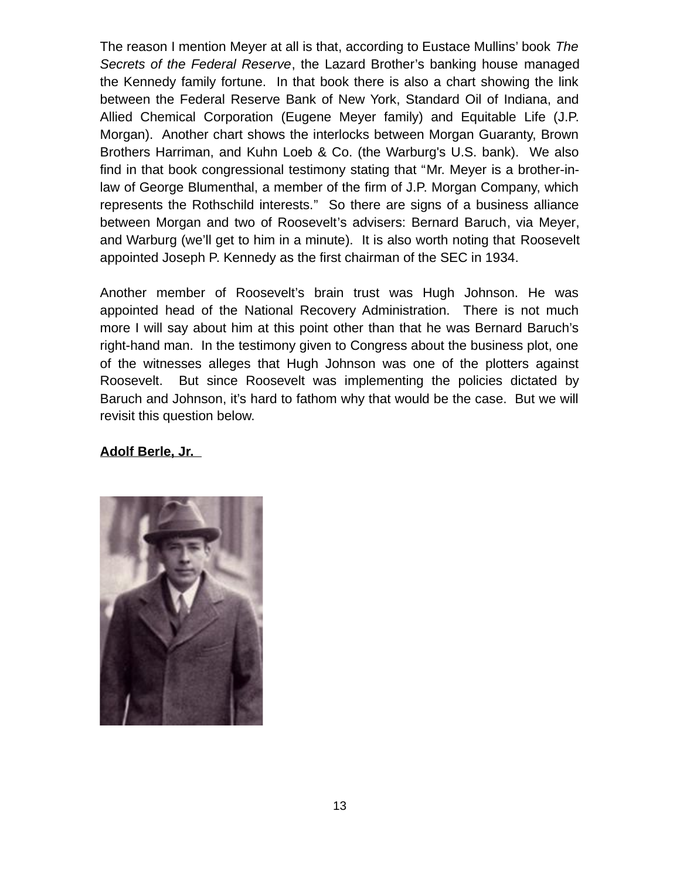The reason I mention Meyer at all is that, according to Eustace Mullins' book *The Secrets of the Federal Reserve*, the Lazard Brother's banking house managed the Kennedy family fortune. In that book there is also a chart showing the link between the Federal Reserve Bank of New York, Standard Oil of Indiana, and Allied Chemical Corporation (Eugene Meyer family) and Equitable Life (J.P. Morgan). Another chart shows the interlocks between Morgan Guaranty, Brown Brothers Harriman, and Kuhn Loeb & Co. (the Warburg's U.S. bank). We also find in that book congressional testimony stating that "Mr. Meyer is a brother-in-law of George Blumenthal, a member of the firm of J.P. Morgan Company, which represents the Rothschild interests." So there are signs of a business alliance between Morgan and two of Roosevelt's advisers: Bernard Baruch, via Meyer, and Warburg (we'll get to him in a minute). It is also worth noting that Roosevelt appointed Joseph P. Kennedy as the first chairman of the SEC in 1934.

Another member of Roosevelt's brain trust was Hugh Johnson. He was appointed head of the National Recovery Administration. There is not much more I will say about him at this point other than that he was Bernard Baruch's right-hand man. In the testimony given to Congress about the business plot, one of the witnesses alleges that Hugh Johnson was one of the plotters against Roosevelt. But since Roosevelt was implementing the policies dictated by Baruch and Johnson, it's hard to fathom why that would be the case. But we will revisit this question below.

**Adolf Berle, Jr.**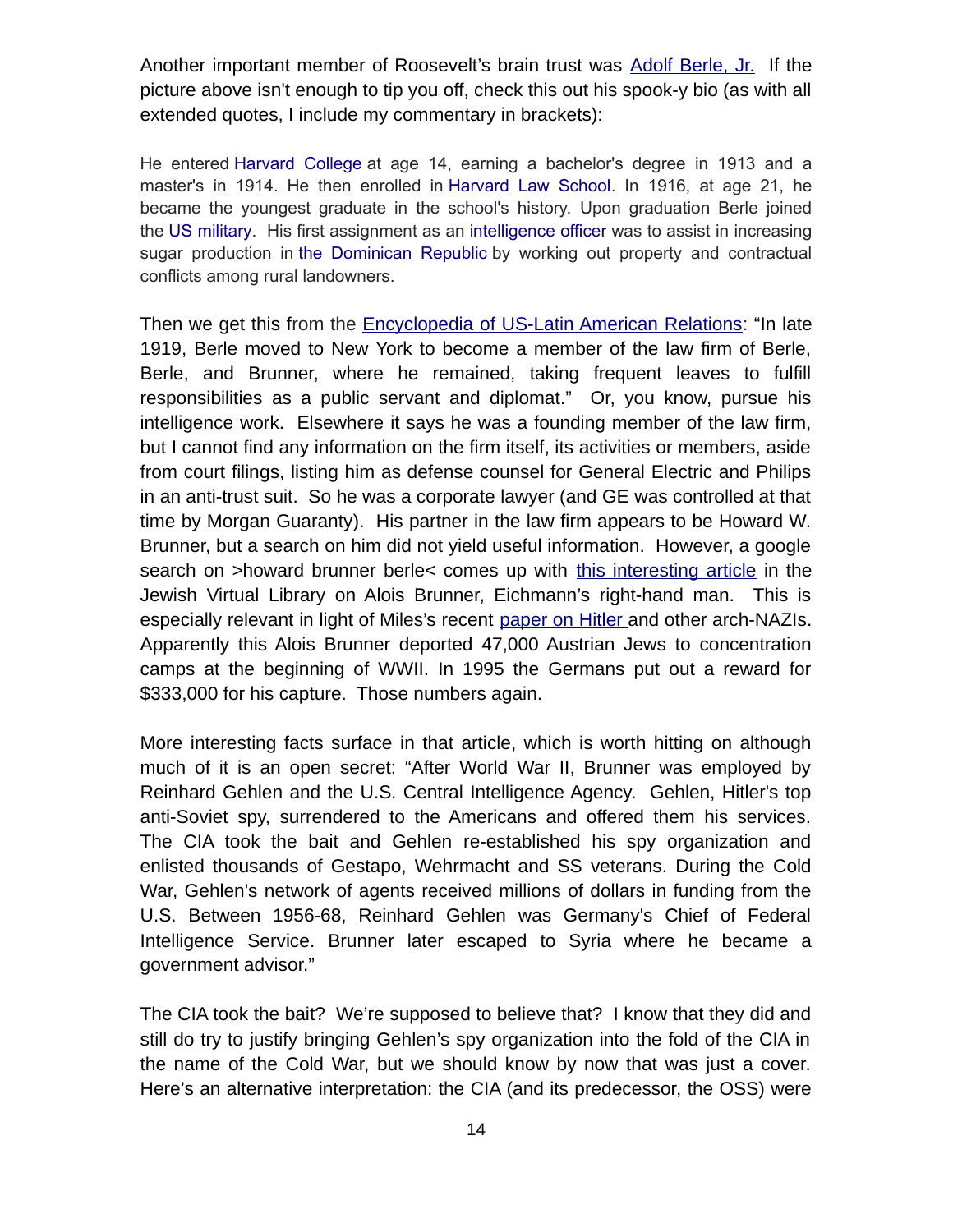Another important member of Roosevelt's brain trust was Adolf Berle, Jr. If the picture above isn't enough to tip you off, check this out his spook-y bio (as with all extended quotes, I include my commentary in brackets):

> He entered Harvard College at age 14, earning a bachelor's degree in 1913 and a master's in 1914. He then enrolled in Harvard Law School. In 1916, at age 21, he became the youngest graduate in the school's history. Upon graduation Berle joined the US military. His first assignment as an intelligence officer was to assist in increasing sugar production in the Dominican Republic by working out property and contractual conflicts among rural landowners.

Then we get this from the Encyclopedia of US-Latin American Relations: "In late 1919, Berle moved to New York to become a member of the law firm of Berle, Berle, and Brunner, where he remained, taking frequent leaves to fulfill responsibilities as a public servant and diplomat." Or, you know, pursue his intelligence work. Elsewhere it says he was a founding member of the law firm, but I cannot find any information on the firm itself, its activities or members, aside from court filings, listing him as defense counsel for General Electric and Philips in an anti-trust suit. So he was a corporate lawyer (and GE was controlled at that time by Morgan Guaranty). His partner in the law firm appears to be Howard W. Brunner, but a search on him did not yield useful information. However, a google search on >howard brunner berle< comes up with this interesting article in the Jewish Virtual Library on Alois Brunner, Eichmann's right-hand man. This is especially relevant in light of Miles's recent paper on Hitler and other arch-NAZIs. Apparently this Alois Brunner deported 47,000 Austrian Jews to concentration camps at the beginning of WWII. In 1995 the Germans put out a reward for $333,000 for his capture. Those numbers again.

More interesting facts surface in that article, which is worth hitting on although much of it is an open secret: "After World War II, Brunner was employed by Reinhard Gehlen and the U.S. Central Intelligence Agency. Gehlen, Hitler's top anti-Soviet spy, surrendered to the Americans and offered them his services. The CIA took the bait and Gehlen re-established his spy organization and enlisted thousands of Gestapo, Wehrmacht and SS veterans. During the Cold War, Gehlen's network of agents received millions of dollars in funding from the U.S. Between 1956-68, Reinhard Gehlen was Germany's Chief of Federal Intelligence Service. Brunner later escaped to Syria where he became a government advisor."

The CIA took the bait? We're supposed to believe that? I know that they did and still do try to justify bringing Gehlen's spy organization into the fold of the CIA in the name of the Cold War, but we should know by now that was just a cover. Here's an alternative interpretation: the CIA (and its predecessor, the OSS) were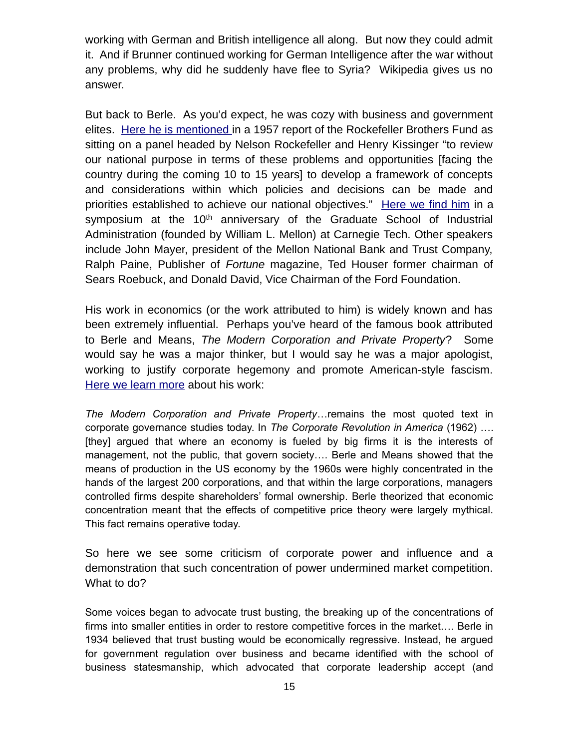working with German and British intelligence all along. But now they could admit it. And if Brunner continued working for German Intelligence after the war without any problems, why did he suddenly have flee to Syria? Wikipedia gives us no answer.

But back to Berle. As you'd expect, he was cozy with business and government elites. Here he is mentioned in a 1957 report of the Rockefeller Brothers Fund as sitting on a panel headed by Nelson Rockefeller and Henry Kissinger "to review our national purpose in terms of these problems and opportunities [facing the country during the coming 10 to 15 years] to develop a framework of concepts and considerations within which policies and decisions can be made and priorities established to achieve our national objectives." Here we find him in a symposium at the 10th anniversary of the Graduate School of Industrial Administration (founded by William L. Mellon) at Carnegie Tech. Other speakers include John Mayer, president of the Mellon National Bank and Trust Company, Ralph Paine, Publisher of *Fortune* magazine, Ted Houser former chairman of Sears Roebuck, and Donald David, Vice Chairman of the Ford Foundation.

His work in economics (or the work attributed to him) is widely known and has been extremely influential. Perhaps you've heard of the famous book attributed to Berle and Means, *The Modern Corporation and Private Property*? Some would say he was a major thinker, but I would say he was a major apologist, working to justify corporate hegemony and promote American-style fascism. Here we learn more about his work:

> *The Modern Corporation and Private Property*…remains the most quoted text in corporate governance studies today. In *The Corporate Revolution in America* (1962) …. [they] argued that where an economy is fueled by big firms it is the interests of management, not the public, that govern society…. Berle and Means showed that the means of production in the US economy by the 1960s were highly concentrated in the hands of the largest 200 corporations, and that within the large corporations, managers controlled firms despite shareholders' formal ownership. Berle theorized that economic concentration meant that the effects of competitive price theory were largely mythical. This fact remains operative today.

So here we see some criticism of corporate power and influence and a demonstration that such concentration of power undermined market competition. What to do?

> Some voices began to advocate trust busting, the breaking up of the concentrations of firms into smaller entities in order to restore competitive forces in the market…. Berle in 1934 believed that trust busting would be economically regressive. Instead, he argued for government regulation over business and became identified with the school of business statesmanship, which advocated that corporate leadership accept (and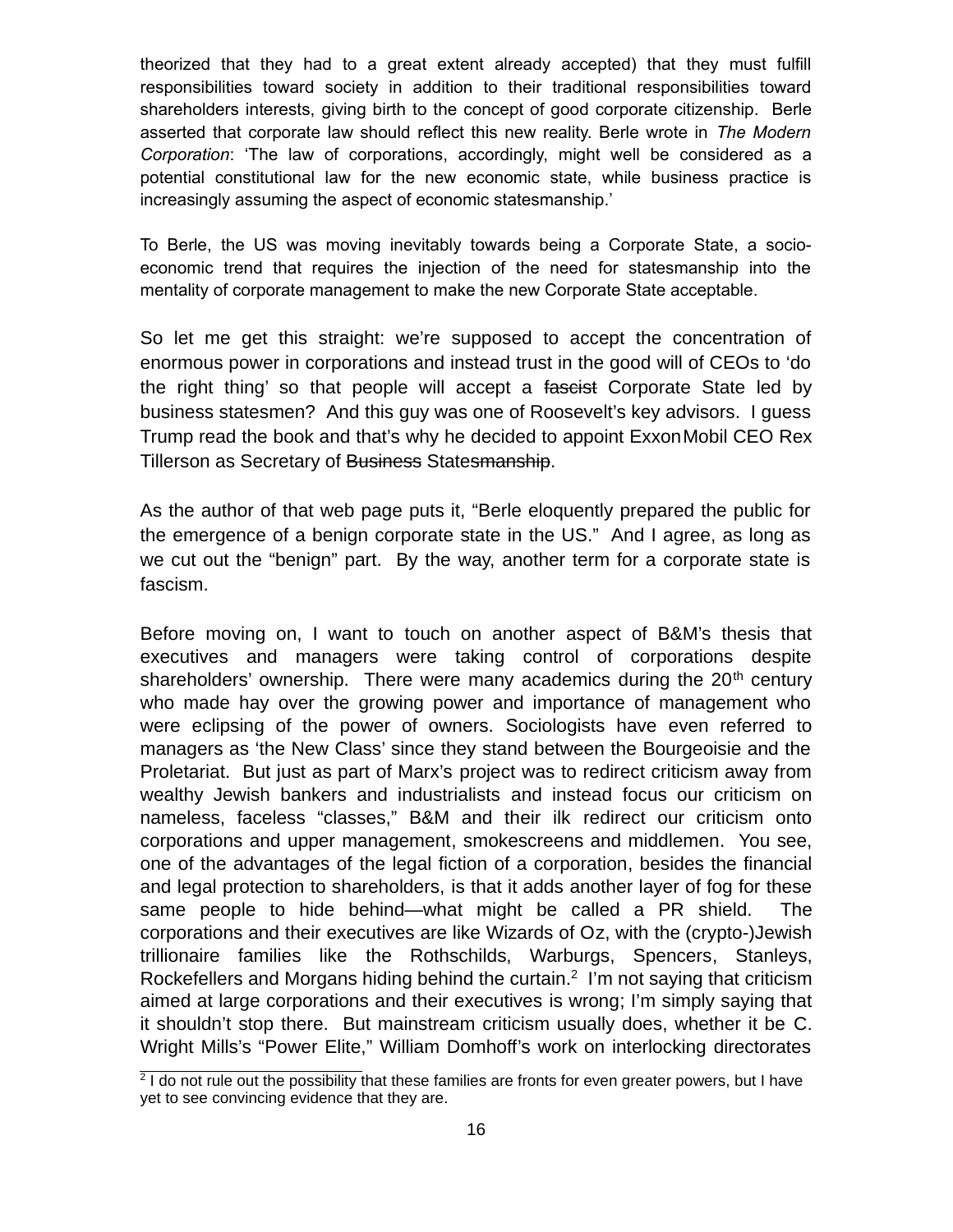theorized that they had to a great extent already accepted) that they must fulfill responsibilities toward society in addition to their traditional responsibilities toward shareholders interests, giving birth to the concept of good corporate citizenship. Berle asserted that corporate law should reflect this new reality. Berle wrote in *The Modern Corporation*: 'The law of corporations, accordingly, might well be considered as a potential constitutional law for the new economic state, while business practice is increasingly assuming the aspect of economic statesmanship.'

To Berle, the US was moving inevitably towards being a Corporate State, a socio-economic trend that requires the injection of the need for statesmanship into the mentality of corporate management to make the new Corporate State acceptable.

So let me get this straight: we're supposed to accept the concentration of enormous power in corporations and instead trust in the good will of CEOs to 'do the right thing' so that people will accept a ~~fascist~~ Corporate State led by business statesmen? And this guy was one of Roosevelt's key advisors. I guess Trump read the book and that's why he decided to appoint ExxonMobil CEO Rex Tillerson as Secretary of ~~Business~~ State~~smanship~~.

As the author of that web page puts it, "Berle eloquently prepared the public for the emergence of a benign corporate state in the US." And I agree, as long as we cut out the "benign" part. By the way, another term for a corporate state is fascism.

Before moving on, I want to touch on another aspect of B&M's thesis that executives and managers were taking control of corporations despite shareholders' ownership. There were many academics during the 20th century who made hay over the growing power and importance of management who were eclipsing of the power of owners. Sociologists have even referred to managers as 'the New Class' since they stand between the Bourgeoisie and the Proletariat. But just as part of Marx's project was to redirect criticism away from wealthy Jewish bankers and industrialists and instead focus our criticism on nameless, faceless "classes," B&M and their ilk redirect our criticism onto corporations and upper management, smokescreens and middlemen. You see, one of the advantages of the legal fiction of a corporation, besides the financial and legal protection to shareholders, is that it adds another layer of fog for these same people to hide behind—what might be called a PR shield. The corporations and their executives are like Wizards of Oz, with the (crypto-)Jewish trillionaire families like the Rothschilds, Warburgs, Spencers, Stanleys, Rockefellers and Morgans hiding behind the curtain.[2] I'm not saying that criticism aimed at large corporations and their executives is wrong; I'm simply saying that it shouldn't stop there. But mainstream criticism usually does, whether it be C. Wright Mills's "Power Elite," William Domhoff's work on interlocking directorates

[2] I do not rule out the possibility that these families are fronts for even greater powers, but I have yet to see convincing evidence that they are.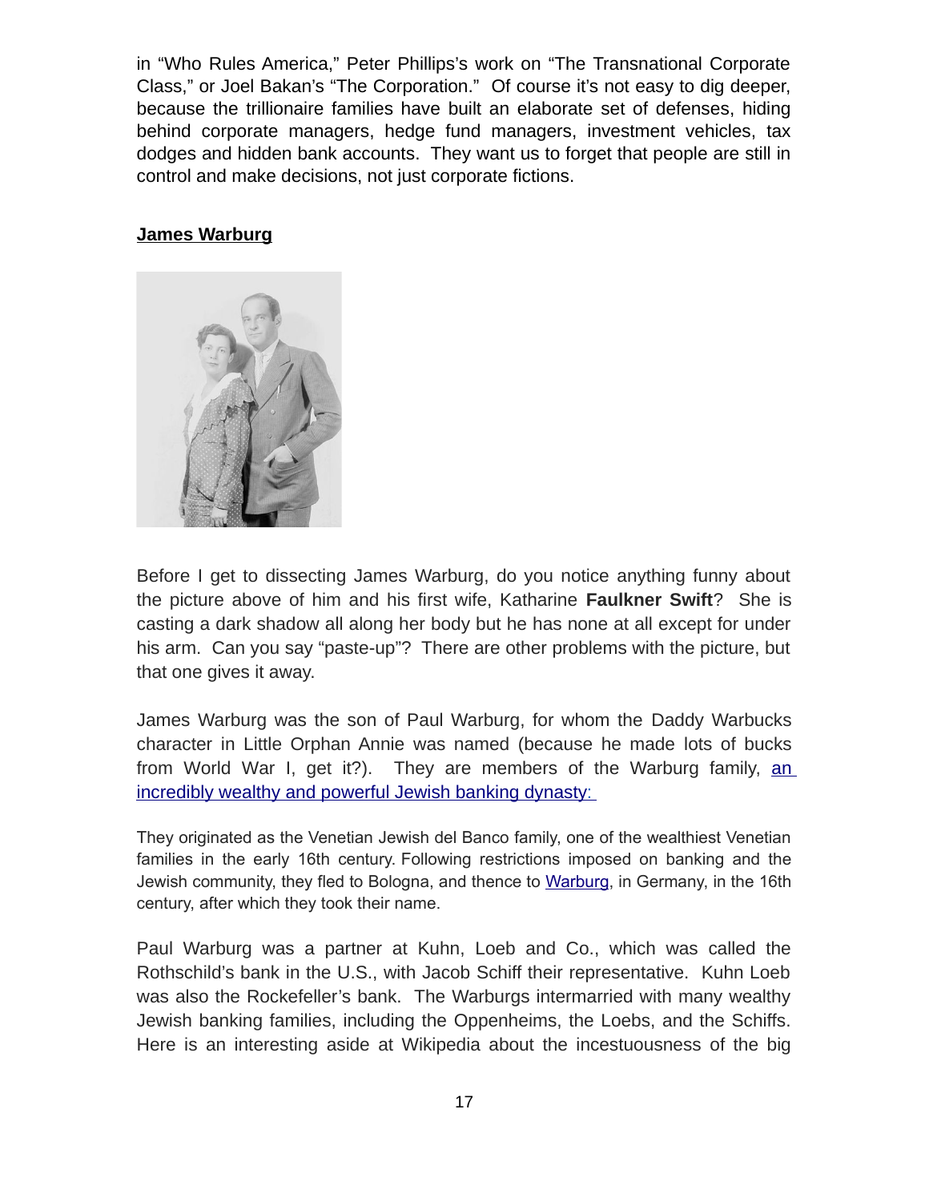in "Who Rules America," Peter Phillips's work on "The Transnational Corporate Class," or Joel Bakan's "The Corporation." Of course it's not easy to dig deeper, because the trillionaire families have built an elaborate set of defenses, hiding behind corporate managers, hedge fund managers, investment vehicles, tax dodges and hidden bank accounts. They want us to forget that people are still in control and make decisions, not just corporate fictions.

**James Warburg**

Before I get to dissecting James Warburg, do you notice anything funny about the picture above of him and his first wife, Katharine **Faulkner Swift**? She is casting a dark shadow all along her body but he has none at all except for under his arm. Can you say "paste-up"? There are other problems with the picture, but that one gives it away.

James Warburg was the son of Paul Warburg, for whom the Daddy Warbucks character in Little Orphan Annie was named (because he made lots of bucks from World War I, get it?). They are members of the Warburg family, an incredibly wealthy and powerful Jewish banking dynasty:

> They originated as the Venetian Jewish del Banco family, one of the wealthiest Venetian families in the early 16th century. Following restrictions imposed on banking and the Jewish community, they fled to Bologna, and thence to Warburg, in Germany, in the 16th century, after which they took their name.

Paul Warburg was a partner at Kuhn, Loeb and Co., which was called the Rothschild's bank in the U.S., with Jacob Schiff their representative. Kuhn Loeb was also the Rockefeller's bank. The Warburgs intermarried with many wealthy Jewish banking families, including the Oppenheims, the Loebs, and the Schiffs. Here is an interesting aside at Wikipedia about the incestuousness of the big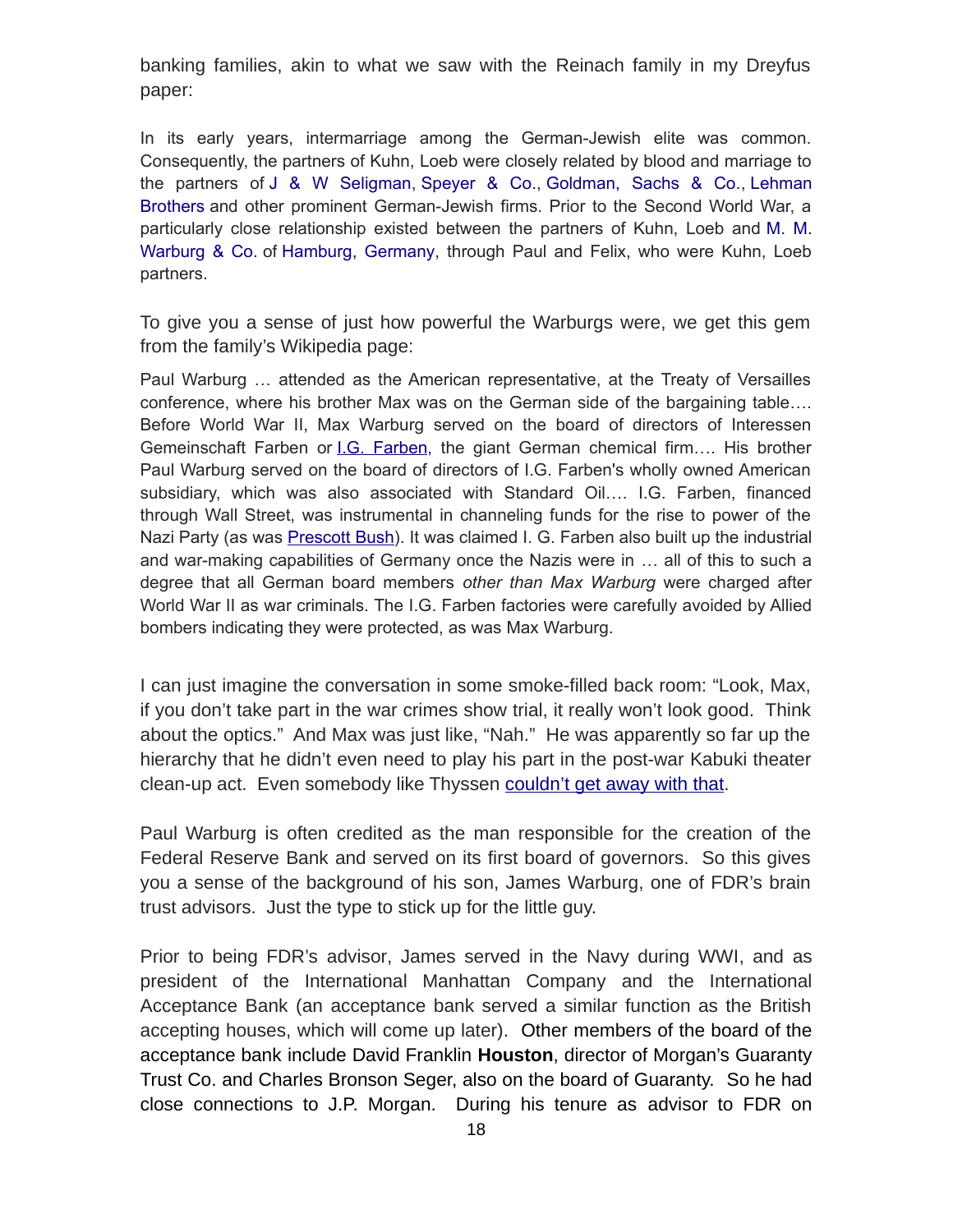banking families, akin to what we saw with the Reinach family in my Dreyfus paper:

> In its early years, intermarriage among the German-Jewish elite was common. Consequently, the partners of Kuhn, Loeb were closely related by blood and marriage to the partners of J & W Seligman, Speyer & Co., Goldman, Sachs & Co., Lehman Brothers and other prominent German-Jewish firms. Prior to the Second World War, a particularly close relationship existed between the partners of Kuhn, Loeb and M. M. Warburg & Co. of Hamburg, Germany, through Paul and Felix, who were Kuhn, Loeb partners.

To give you a sense of just how powerful the Warburgs were, we get this gem from the family's Wikipedia page:

> Paul Warburg … attended as the American representative, at the Treaty of Versailles conference, where his brother Max was on the German side of the bargaining table…. Before World War II, Max Warburg served on the board of directors of Interessen Gemeinschaft Farben or I.G. Farben, the giant German chemical firm…. His brother Paul Warburg served on the board of directors of I.G. Farben's wholly owned American subsidiary, which was also associated with Standard Oil…. I.G. Farben, financed through Wall Street, was instrumental in channeling funds for the rise to power of the Nazi Party (as was Prescott Bush). It was claimed I. G. Farben also built up the industrial and war-making capabilities of Germany once the Nazis were in … all of this to such a degree that all German board members *other than Max Warburg* were charged after World War II as war criminals. The I.G. Farben factories were carefully avoided by Allied bombers indicating they were protected, as was Max Warburg.

I can just imagine the conversation in some smoke-filled back room: "Look, Max, if you don't take part in the war crimes show trial, it really won't look good. Think about the optics." And Max was just like, "Nah." He was apparently so far up the hierarchy that he didn't even need to play his part in the post-war Kabuki theater clean-up act. Even somebody like Thyssen couldn't get away with that.

Paul Warburg is often credited as the man responsible for the creation of the Federal Reserve Bank and served on its first board of governors. So this gives you a sense of the background of his son, James Warburg, one of FDR's brain trust advisors. Just the type to stick up for the little guy.

Prior to being FDR's advisor, James served in the Navy during WWI, and as president of the International Manhattan Company and the International Acceptance Bank (an acceptance bank served a similar function as the British accepting houses, which will come up later). Other members of the board of the acceptance bank include David Franklin **Houston**, director of Morgan's Guaranty Trust Co. and Charles Bronson Seger, also on the board of Guaranty. So he had close connections to J.P. Morgan. During his tenure as advisor to FDR on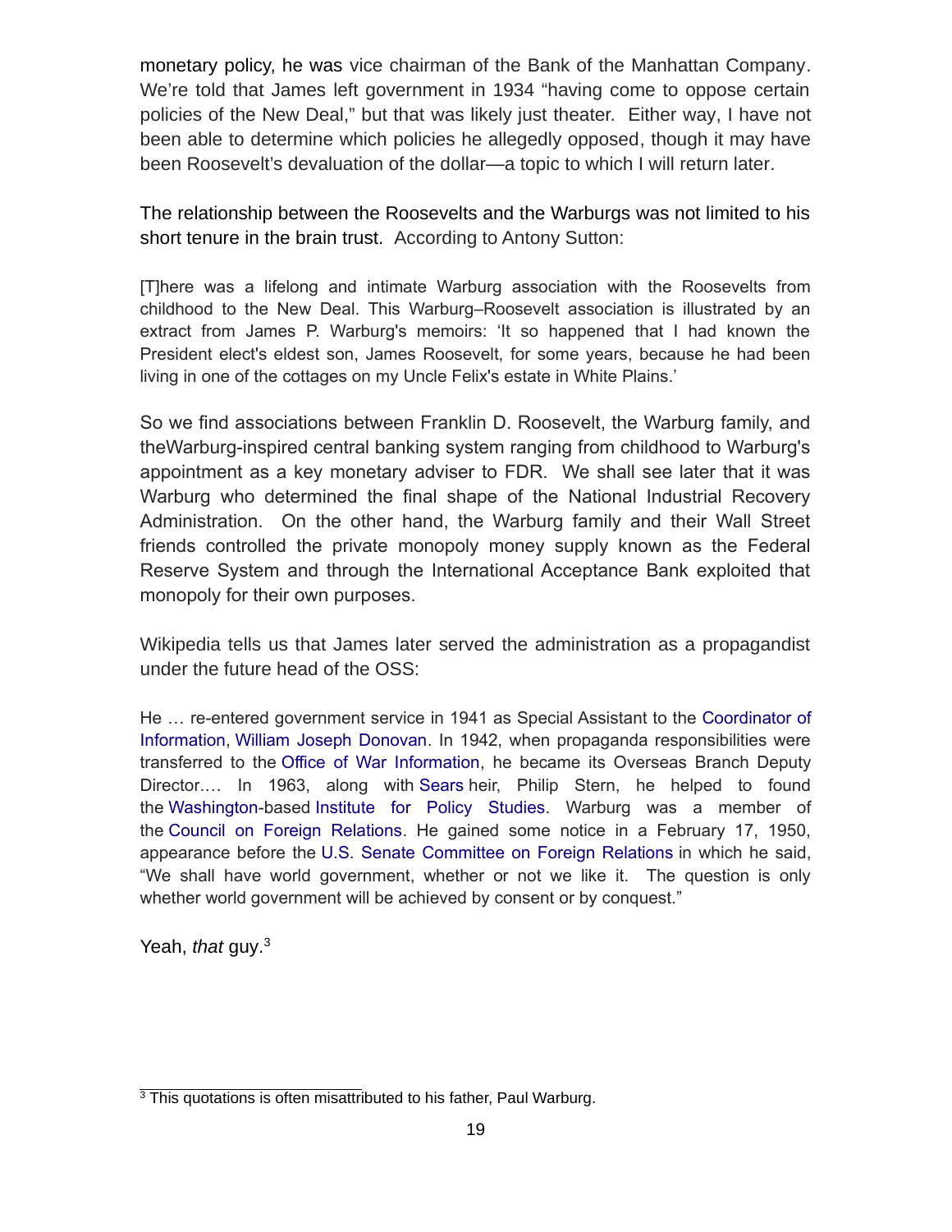monetary policy, he was vice chairman of the Bank of the Manhattan Company. We're told that James left government in 1934 "having come to oppose certain policies of the New Deal," but that was likely just theater. Either way, I have not been able to determine which policies he allegedly opposed, though it may have been Roosevelt's devaluation of the dollar—a topic to which I will return later.

The relationship between the Roosevelts and the Warburgs was not limited to his short tenure in the brain trust. According to Antony Sutton:

> [T]here was a lifelong and intimate Warburg association with the Roosevelts from childhood to the New Deal. This Warburg–Roosevelt association is illustrated by an extract from James P. Warburg's memoirs: 'It so happened that I had known the President elect's eldest son, James Roosevelt, for some years, because he had been living in one of the cottages on my Uncle Felix's estate in White Plains.'

So we find associations between Franklin D. Roosevelt, the Warburg family, and theWarburg-inspired central banking system ranging from childhood to Warburg's appointment as a key monetary adviser to FDR. We shall see later that it was Warburg who determined the final shape of the National Industrial Recovery Administration. On the other hand, the Warburg family and their Wall Street friends controlled the private monopoly money supply known as the Federal Reserve System and through the International Acceptance Bank exploited that monopoly for their own purposes.

Wikipedia tells us that James later served the administration as a propagandist under the future head of the OSS:

> He … re-entered government service in 1941 as Special Assistant to the Coordinator of Information, William Joseph Donovan. In 1942, when propaganda responsibilities were transferred to the Office of War Information, he became its Overseas Branch Deputy Director…. In 1963, along with Sears heir, Philip Stern, he helped to found the Washington-based Institute for Policy Studies. Warburg was a member of the Council on Foreign Relations. He gained some notice in a February 17, 1950, appearance before the U.S. Senate Committee on Foreign Relations in which he said, "We shall have world government, whether or not we like it. The question is only whether world government will be achieved by consent or by conquest."

Yeah, *that* guy.[3]

---

[3] This quotations is often misattributed to his father, Paul Warburg.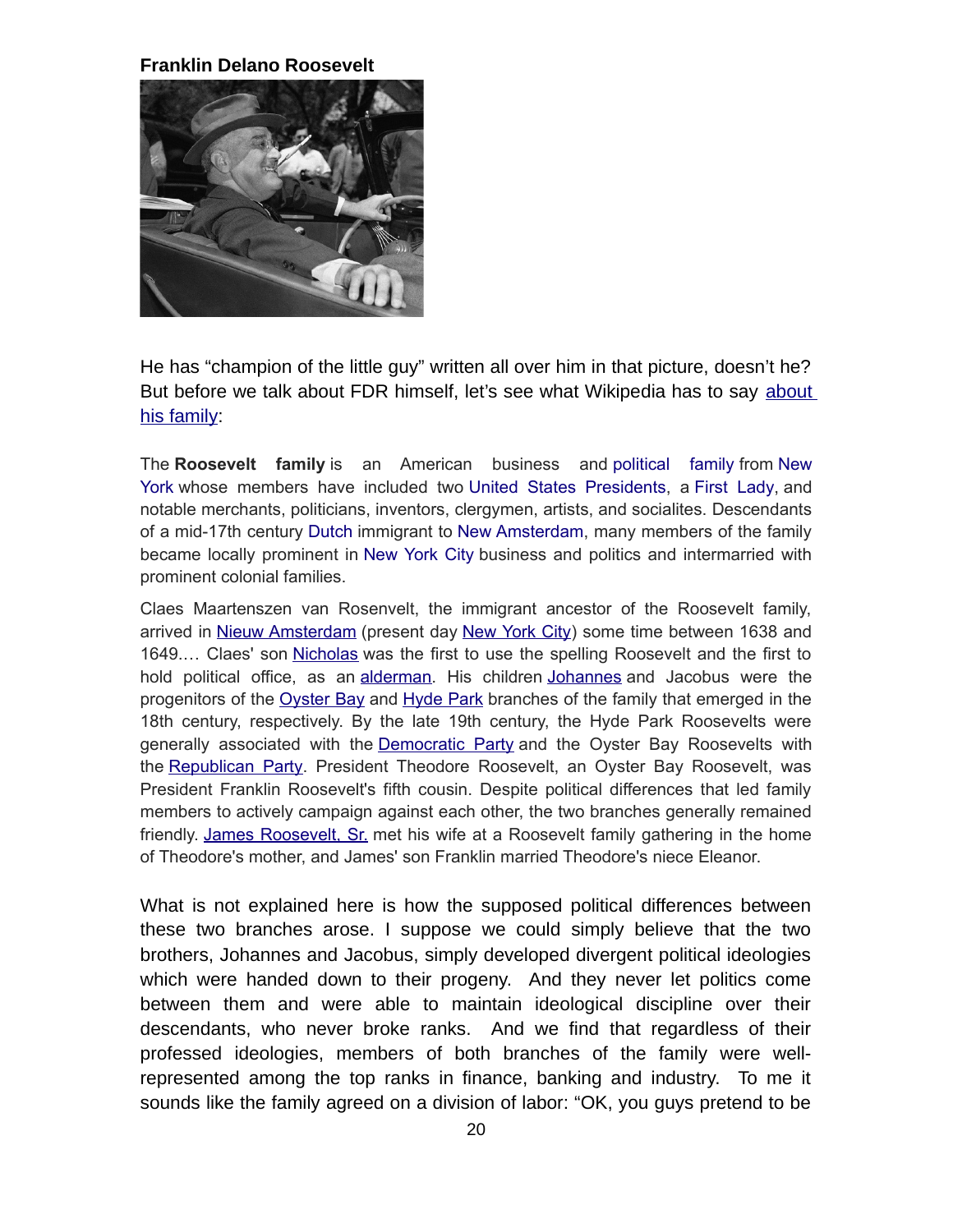**Franklin Delano Roosevelt**

He has "champion of the little guy" written all over him in that picture, doesn't he? But before we talk about FDR himself, let's see what Wikipedia has to say about his family:

The **Roosevelt family** is an American business and political family from New York whose members have included two United States Presidents, a First Lady, and notable merchants, politicians, inventors, clergymen, artists, and socialites. Descendants of a mid-17th century Dutch immigrant to New Amsterdam, many members of the family became locally prominent in New York City business and politics and intermarried with prominent colonial families.

Claes Maartenszen van Rosenvelt, the immigrant ancestor of the Roosevelt family, arrived in Nieuw Amsterdam (present day New York City) some time between 1638 and 1649.… Claes' son Nicholas was the first to use the spelling Roosevelt and the first to hold political office, as an alderman. His children Johannes and Jacobus were the progenitors of the Oyster Bay and Hyde Park branches of the family that emerged in the 18th century, respectively. By the late 19th century, the Hyde Park Roosevelts were generally associated with the Democratic Party and the Oyster Bay Roosevelts with the Republican Party. President Theodore Roosevelt, an Oyster Bay Roosevelt, was President Franklin Roosevelt's fifth cousin. Despite political differences that led family members to actively campaign against each other, the two branches generally remained friendly. James Roosevelt, Sr. met his wife at a Roosevelt family gathering in the home of Theodore's mother, and James' son Franklin married Theodore's niece Eleanor.

What is not explained here is how the supposed political differences between these two branches arose. I suppose we could simply believe that the two brothers, Johannes and Jacobus, simply developed divergent political ideologies which were handed down to their progeny. And they never let politics come between them and were able to maintain ideological discipline over their descendants, who never broke ranks. And we find that regardless of their professed ideologies, members of both branches of the family were well-represented among the top ranks in finance, banking and industry. To me it sounds like the family agreed on a division of labor: "OK, you guys pretend to be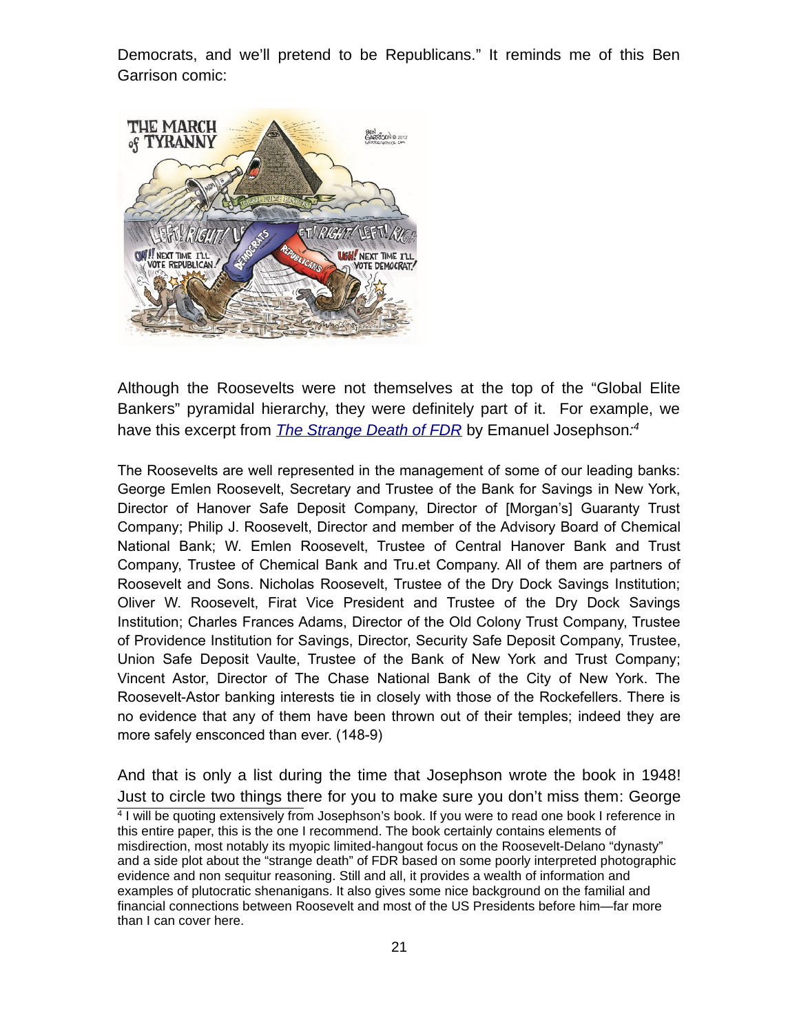Democrats, and we'll pretend to be Republicans." It reminds me of this Ben Garrison comic:

Although the Roosevelts were not themselves at the top of the "Global Elite Bankers" pyramidal hierarchy, they were definitely part of it. For example, we have this excerpt from *The Strange Death of FDR* by Emanuel Josephson:[4]

The Roosevelts are well represented in the management of some of our leading banks: George Emlen Roosevelt, Secretary and Trustee of the Bank for Savings in New York, Director of Hanover Safe Deposit Company, Director of [Morgan's] Guaranty Trust Company; Philip J. Roosevelt, Director and member of the Advisory Board of Chemical National Bank; W. Emlen Roosevelt, Trustee of Central Hanover Bank and Trust Company, Trustee of Chemical Bank and Tru.et Company. All of them are partners of Roosevelt and Sons. Nicholas Roosevelt, Trustee of the Dry Dock Savings Institution; Oliver W. Roosevelt, Firat Vice President and Trustee of the Dry Dock Savings Institution; Charles Frances Adams, Director of the Old Colony Trust Company, Trustee of Providence Institution for Savings, Director, Security Safe Deposit Company, Trustee, Union Safe Deposit Vaulte, Trustee of the Bank of New York and Trust Company; Vincent Astor, Director of The Chase National Bank of the City of New York. The Roosevelt-Astor banking interests tie in closely with those of the Rockefellers. There is no evidence that any of them have been thrown out of their temples; indeed they are more safely ensconced than ever. (148-9)

And that is only a list during the time that Josephson wrote the book in 1948! Just to circle two things there for you to make sure you don't miss them: George

[4] I will be quoting extensively from Josephson's book. If you were to read one book I reference in this entire paper, this is the one I recommend. The book certainly contains elements of misdirection, most notably its myopic limited-hangout focus on the Roosevelt-Delano "dynasty" and a side plot about the "strange death" of FDR based on some poorly interpreted photographic evidence and non sequitur reasoning. Still and all, it provides a wealth of information and examples of plutocratic shenanigans. It also gives some nice background on the familial and financial connections between Roosevelt and most of the US Presidents before him—far more than I can cover here.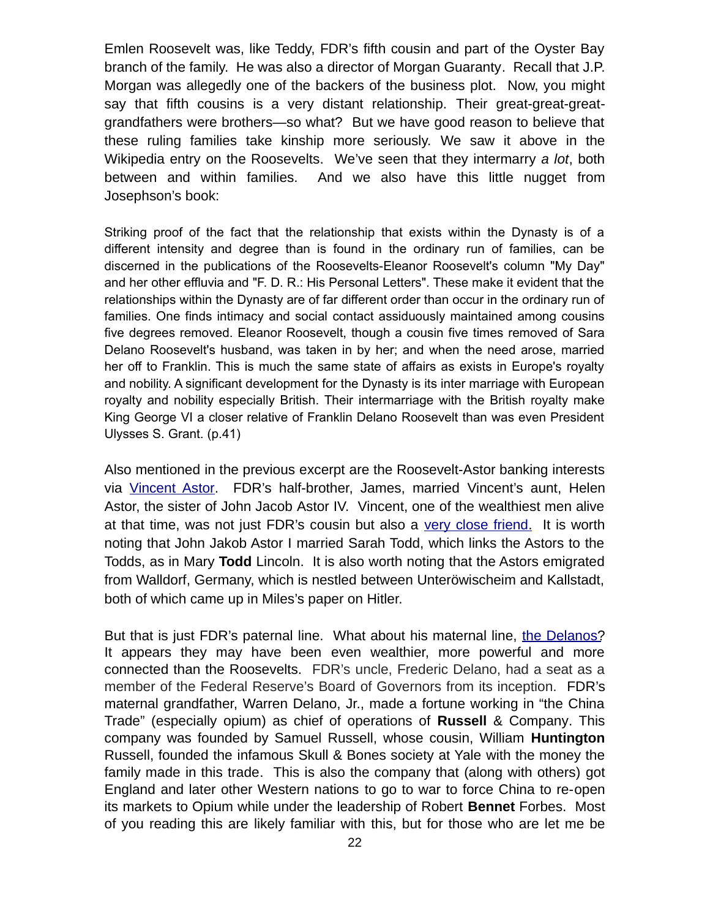Emlen Roosevelt was, like Teddy, FDR's fifth cousin and part of the Oyster Bay branch of the family. He was also a director of Morgan Guaranty. Recall that J.P. Morgan was allegedly one of the backers of the business plot. Now, you might say that fifth cousins is a very distant relationship. Their great-great-great-grandfathers were brothers—so what? But we have good reason to believe that these ruling families take kinship more seriously. We saw it above in the Wikipedia entry on the Roosevelts. We've seen that they intermarry *a lot*, both between and within families. And we also have this little nugget from Josephson's book:

> Striking proof of the fact that the relationship that exists within the Dynasty is of a different intensity and degree than is found in the ordinary run of families, can be discerned in the publications of the Roosevelts-Eleanor Roosevelt's column "My Day" and her other effluvia and "F. D. R.: His Personal Letters". These make it evident that the relationships within the Dynasty are of far different order than occur in the ordinary run of families. One finds intimacy and social contact assiduously maintained among cousins five degrees removed. Eleanor Roosevelt, though a cousin five times removed of Sara Delano Roosevelt's husband, was taken in by her; and when the need arose, married her off to Franklin. This is much the same state of affairs as exists in Europe's royalty and nobility. A significant development for the Dynasty is its inter marriage with European royalty and nobility especially British. Their intermarriage with the British royalty make King George VI a closer relative of Franklin Delano Roosevelt than was even President Ulysses S. Grant. (p.41)

Also mentioned in the previous excerpt are the Roosevelt-Astor banking interests via Vincent Astor. FDR's half-brother, James, married Vincent's aunt, Helen Astor, the sister of John Jacob Astor IV. Vincent, one of the wealthiest men alive at that time, was not just FDR's cousin but also a very close friend. It is worth noting that John Jakob Astor I married Sarah Todd, which links the Astors to the Todds, as in Mary **Todd** Lincoln. It is also worth noting that the Astors emigrated from Walldorf, Germany, which is nestled between Unteröwischeim and Kallstadt, both of which came up in Miles's paper on Hitler.

But that is just FDR's paternal line. What about his maternal line, the Delanos? It appears they may have been even wealthier, more powerful and more connected than the Roosevelts. FDR's uncle, Frederic Delano, had a seat as a member of the Federal Reserve's Board of Governors from its inception. FDR's maternal grandfather, Warren Delano, Jr., made a fortune working in "the China Trade" (especially opium) as chief of operations of **Russell** & Company. This company was founded by Samuel Russell, whose cousin, William **Huntington** Russell, founded the infamous Skull & Bones society at Yale with the money the family made in this trade. This is also the company that (along with others) got England and later other Western nations to go to war to force China to re-open its markets to Opium while under the leadership of Robert **Bennet** Forbes. Most of you reading this are likely familiar with this, but for those who are let me be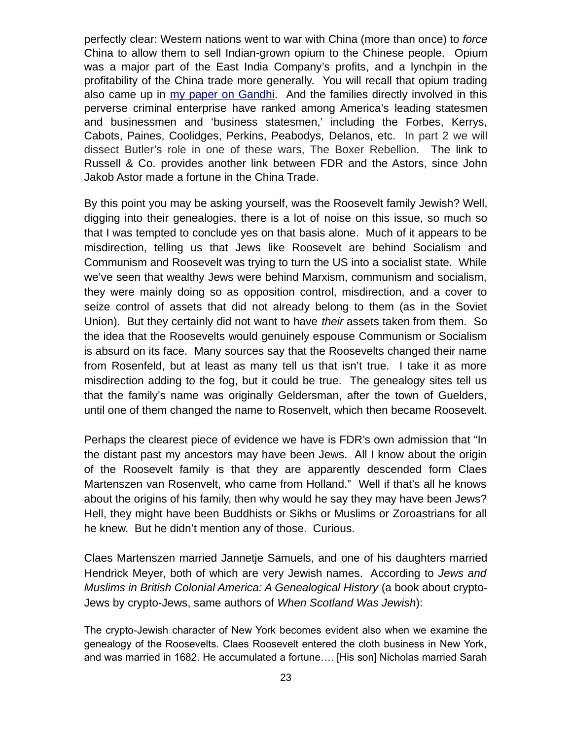perfectly clear: Western nations went to war with China (more than once) to *force* China to allow them to sell Indian-grown opium to the Chinese people. Opium was a major part of the East India Company's profits, and a lynchpin in the profitability of the China trade more generally. You will recall that opium trading also came up in [my paper on Gandhi](). And the families directly involved in this perverse criminal enterprise have ranked among America's leading statesmen and businessmen and 'business statesmen,' including the Forbes, Kerrys, Cabots, Paines, Coolidges, Perkins, Peabodys, Delanos, etc. In part 2 we will dissect Butler's role in one of these wars, The Boxer Rebellion. The link to Russell & Co. provides another link between FDR and the Astors, since John Jakob Astor made a fortune in the China Trade.

By this point you may be asking yourself, was the Roosevelt family Jewish? Well, digging into their genealogies, there is a lot of noise on this issue, so much so that I was tempted to conclude yes on that basis alone. Much of it appears to be misdirection, telling us that Jews like Roosevelt are behind Socialism and Communism and Roosevelt was trying to turn the US into a socialist state. While we've seen that wealthy Jews were behind Marxism, communism and socialism, they were mainly doing so as opposition control, misdirection, and a cover to seize control of assets that did not already belong to them (as in the Soviet Union). But they certainly did not want to have *their* assets taken from them. So the idea that the Roosevelts would genuinely espouse Communism or Socialism is absurd on its face. Many sources say that the Roosevelts changed their name from Rosenfeld, but at least as many tell us that isn't true. I take it as more misdirection adding to the fog, but it could be true. The genealogy sites tell us that the family's name was originally Geldersman, after the town of Guelders, until one of them changed the name to Rosenvelt, which then became Roosevelt.

Perhaps the clearest piece of evidence we have is FDR's own admission that "In the distant past my ancestors may have been Jews. All I know about the origin of the Roosevelt family is that they are apparently descended form Claes Martenszen van Rosenvelt, who came from Holland." Well if that's all he knows about the origins of his family, then why would he say they may have been Jews? Hell, they might have been Buddhists or Sikhs or Muslims or Zoroastrians for all he knew. But he didn't mention any of those. Curious.

Claes Martenszen married Jannetje Samuels, and one of his daughters married Hendrick Meyer, both of which are very Jewish names. According to *Jews and Muslims in British Colonial America: A Genealogical History* (a book about crypto-Jews by crypto-Jews, same authors of *When Scotland Was Jewish*):

> The crypto-Jewish character of New York becomes evident also when we examine the genealogy of the Roosevelts. Claes Roosevelt entered the cloth business in New York, and was married in 1682. He accumulated a fortune…. [His son] Nicholas married Sarah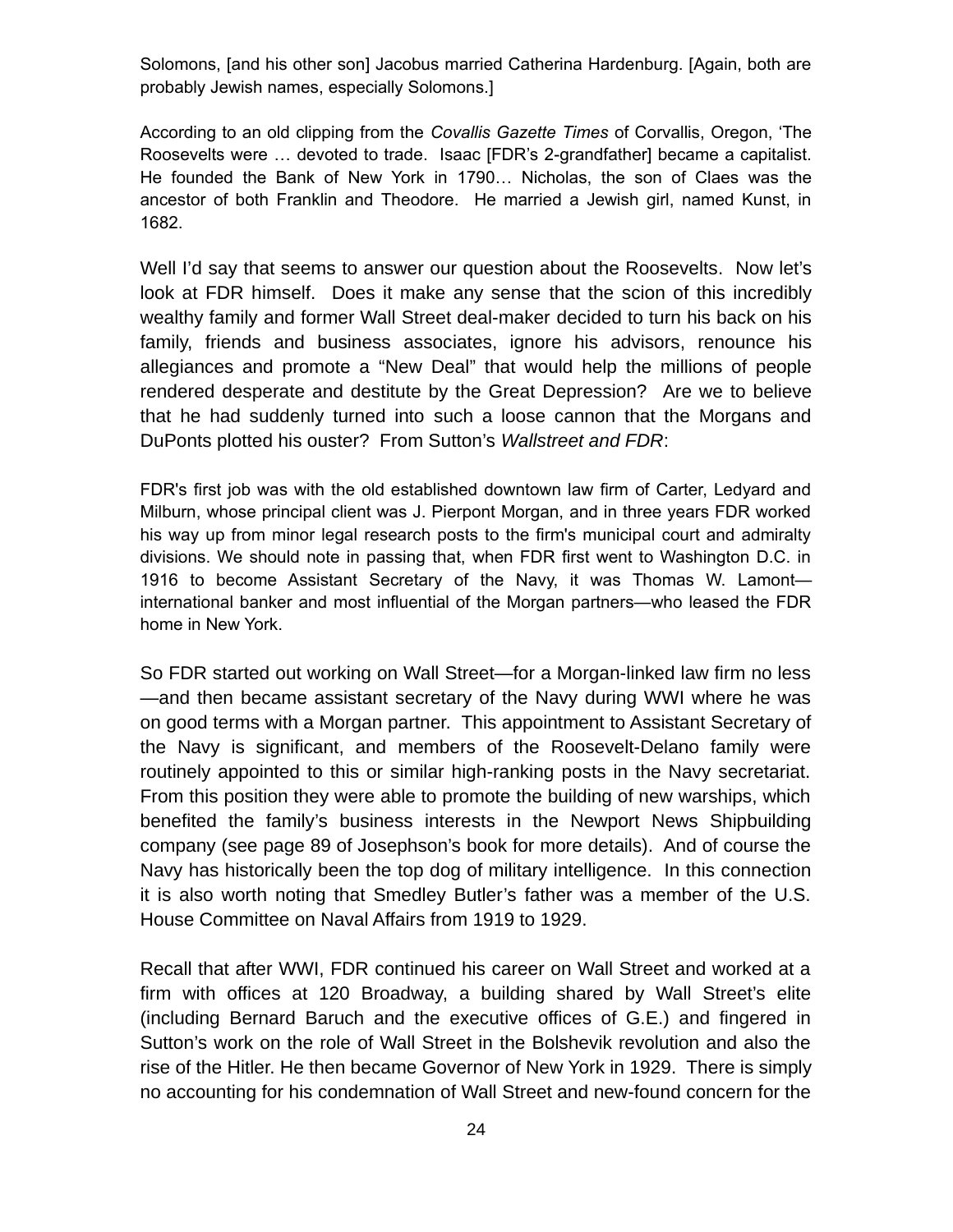Solomons, [and his other son] Jacobus married Catherina Hardenburg. [Again, both are probably Jewish names, especially Solomons.]

According to an old clipping from the *Covallis Gazette Times* of Corvallis, Oregon, 'The Roosevelts were … devoted to trade. Isaac [FDR's 2-grandfather] became a capitalist. He founded the Bank of New York in 1790… Nicholas, the son of Claes was the ancestor of both Franklin and Theodore. He married a Jewish girl, named Kunst, in 1682.

Well I'd say that seems to answer our question about the Roosevelts. Now let's look at FDR himself. Does it make any sense that the scion of this incredibly wealthy family and former Wall Street deal-maker decided to turn his back on his family, friends and business associates, ignore his advisors, renounce his allegiances and promote a "New Deal" that would help the millions of people rendered desperate and destitute by the Great Depression? Are we to believe that he had suddenly turned into such a loose cannon that the Morgans and DuPonts plotted his ouster? From Sutton's *Wallstreet and FDR*:

FDR's first job was with the old established downtown law firm of Carter, Ledyard and Milburn, whose principal client was J. Pierpont Morgan, and in three years FDR worked his way up from minor legal research posts to the firm's municipal court and admiralty divisions. We should note in passing that, when FDR first went to Washington D.C. in 1916 to become Assistant Secretary of the Navy, it was Thomas W. Lamont—international banker and most influential of the Morgan partners—who leased the FDR home in New York.

So FDR started out working on Wall Street—for a Morgan-linked law firm no less—and then became assistant secretary of the Navy during WWI where he was on good terms with a Morgan partner. This appointment to Assistant Secretary of the Navy is significant, and members of the Roosevelt-Delano family were routinely appointed to this or similar high-ranking posts in the Navy secretariat. From this position they were able to promote the building of new warships, which benefited the family's business interests in the Newport News Shipbuilding company (see page 89 of Josephson's book for more details). And of course the Navy has historically been the top dog of military intelligence. In this connection it is also worth noting that Smedley Butler's father was a member of the U.S. House Committee on Naval Affairs from 1919 to 1929.

Recall that after WWI, FDR continued his career on Wall Street and worked at a firm with offices at 120 Broadway, a building shared by Wall Street's elite (including Bernard Baruch and the executive offices of G.E.) and fingered in Sutton's work on the role of Wall Street in the Bolshevik revolution and also the rise of the Hitler. He then became Governor of New York in 1929. There is simply no accounting for his condemnation of Wall Street and new-found concern for the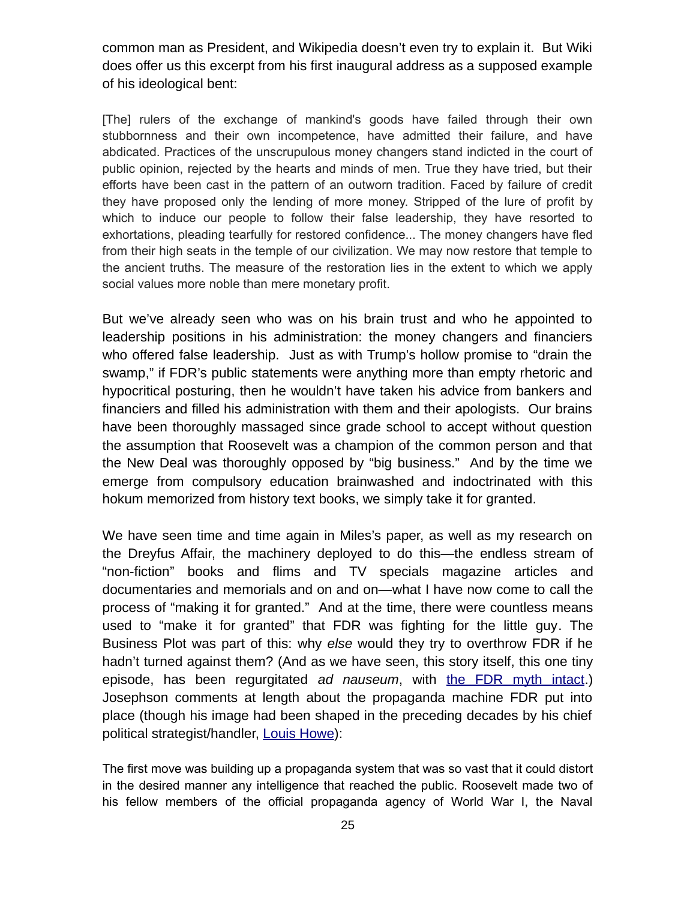common man as President, and Wikipedia doesn't even try to explain it. But Wiki does offer us this excerpt from his first inaugural address as a supposed example of his ideological bent:

> [The] rulers of the exchange of mankind's goods have failed through their own stubbornness and their own incompetence, have admitted their failure, and have abdicated. Practices of the unscrupulous money changers stand indicted in the court of public opinion, rejected by the hearts and minds of men. True they have tried, but their efforts have been cast in the pattern of an outworn tradition. Faced by failure of credit they have proposed only the lending of more money. Stripped of the lure of profit by which to induce our people to follow their false leadership, they have resorted to exhortations, pleading tearfully for restored confidence... The money changers have fled from their high seats in the temple of our civilization. We may now restore that temple to the ancient truths. The measure of the restoration lies in the extent to which we apply social values more noble than mere monetary profit.

But we've already seen who was on his brain trust and who he appointed to leadership positions in his administration: the money changers and financiers who offered false leadership. Just as with Trump's hollow promise to "drain the swamp," if FDR's public statements were anything more than empty rhetoric and hypocritical posturing, then he wouldn't have taken his advice from bankers and financiers and filled his administration with them and their apologists. Our brains have been thoroughly massaged since grade school to accept without question the assumption that Roosevelt was a champion of the common person and that the New Deal was thoroughly opposed by "big business." And by the time we emerge from compulsory education brainwashed and indoctrinated with this hokum memorized from history text books, we simply take it for granted.

We have seen time and time again in Miles's paper, as well as my research on the Dreyfus Affair, the machinery deployed to do this—the endless stream of "non-fiction" books and flims and TV specials magazine articles and documentaries and memorials and on and on—what I have now come to call the process of "making it for granted." And at the time, there were countless means used to "make it for granted" that FDR was fighting for the little guy. The Business Plot was part of this: why *else* would they try to overthrow FDR if he hadn't turned against them? (And as we have seen, this story itself, this one tiny episode, has been regurgitated *ad nauseum*, with the FDR myth intact.) Josephson comments at length about the propaganda machine FDR put into place (though his image had been shaped in the preceding decades by his chief political strategist/handler, Louis Howe):

> The first move was building up a propaganda system that was so vast that it could distort in the desired manner any intelligence that reached the public. Roosevelt made two of his fellow members of the official propaganda agency of World War I, the Naval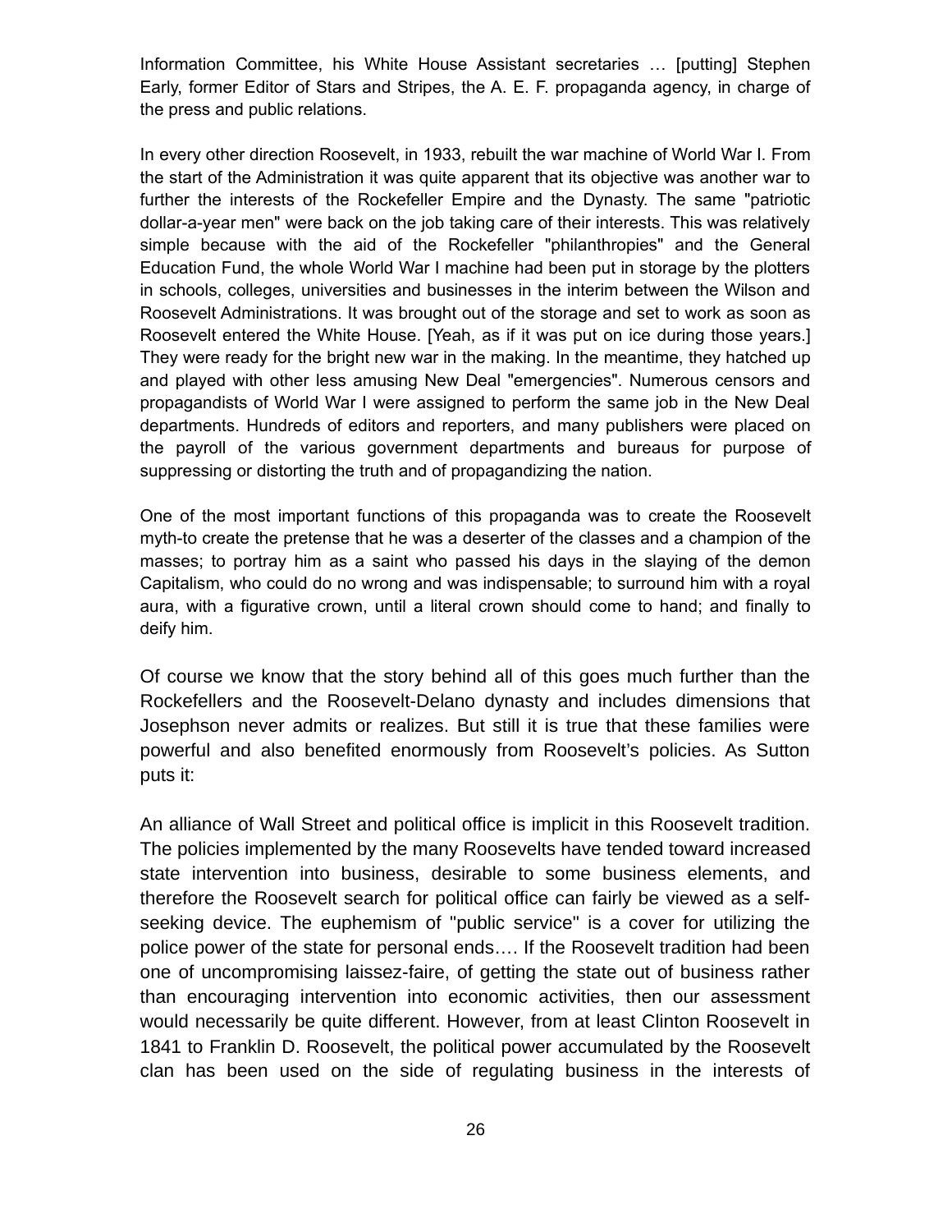Information Committee, his White House Assistant secretaries … [putting] Stephen Early, former Editor of Stars and Stripes, the A. E. F. propaganda agency, in charge of the press and public relations.

In every other direction Roosevelt, in 1933, rebuilt the war machine of World War I. From the start of the Administration it was quite apparent that its objective was another war to further the interests of the Rockefeller Empire and the Dynasty. The same "patriotic dollar-a-year men" were back on the job taking care of their interests. This was relatively simple because with the aid of the Rockefeller "philanthropies" and the General Education Fund, the whole World War I machine had been put in storage by the plotters in schools, colleges, universities and businesses in the interim between the Wilson and Roosevelt Administrations. It was brought out of the storage and set to work as soon as Roosevelt entered the White House. [Yeah, as if it was put on ice during those years.] They were ready for the bright new war in the making. In the meantime, they hatched up and played with other less amusing New Deal "emergencies". Numerous censors and propagandists of World War I were assigned to perform the same job in the New Deal departments. Hundreds of editors and reporters, and many publishers were placed on the payroll of the various government departments and bureaus for purpose of suppressing or distorting the truth and of propagandizing the nation.

One of the most important functions of this propaganda was to create the Roosevelt myth-to create the pretense that he was a deserter of the classes and a champion of the masses; to portray him as a saint who passed his days in the slaying of the demon Capitalism, who could do no wrong and was indispensable; to surround him with a royal aura, with a figurative crown, until a literal crown should come to hand; and finally to deify him.

Of course we know that the story behind all of this goes much further than the Rockefellers and the Roosevelt-Delano dynasty and includes dimensions that Josephson never admits or realizes. But still it is true that these families were powerful and also benefited enormously from Roosevelt's policies. As Sutton puts it:

An alliance of Wall Street and political office is implicit in this Roosevelt tradition. The policies implemented by the many Roosevelts have tended toward increased state intervention into business, desirable to some business elements, and therefore the Roosevelt search for political office can fairly be viewed as a self-seeking device. The euphemism of "public service" is a cover for utilizing the police power of the state for personal ends…. If the Roosevelt tradition had been one of uncompromising laissez-faire, of getting the state out of business rather than encouraging intervention into economic activities, then our assessment would necessarily be quite different. However, from at least Clinton Roosevelt in 1841 to Franklin D. Roosevelt, the political power accumulated by the Roosevelt clan has been used on the side of regulating business in the interests of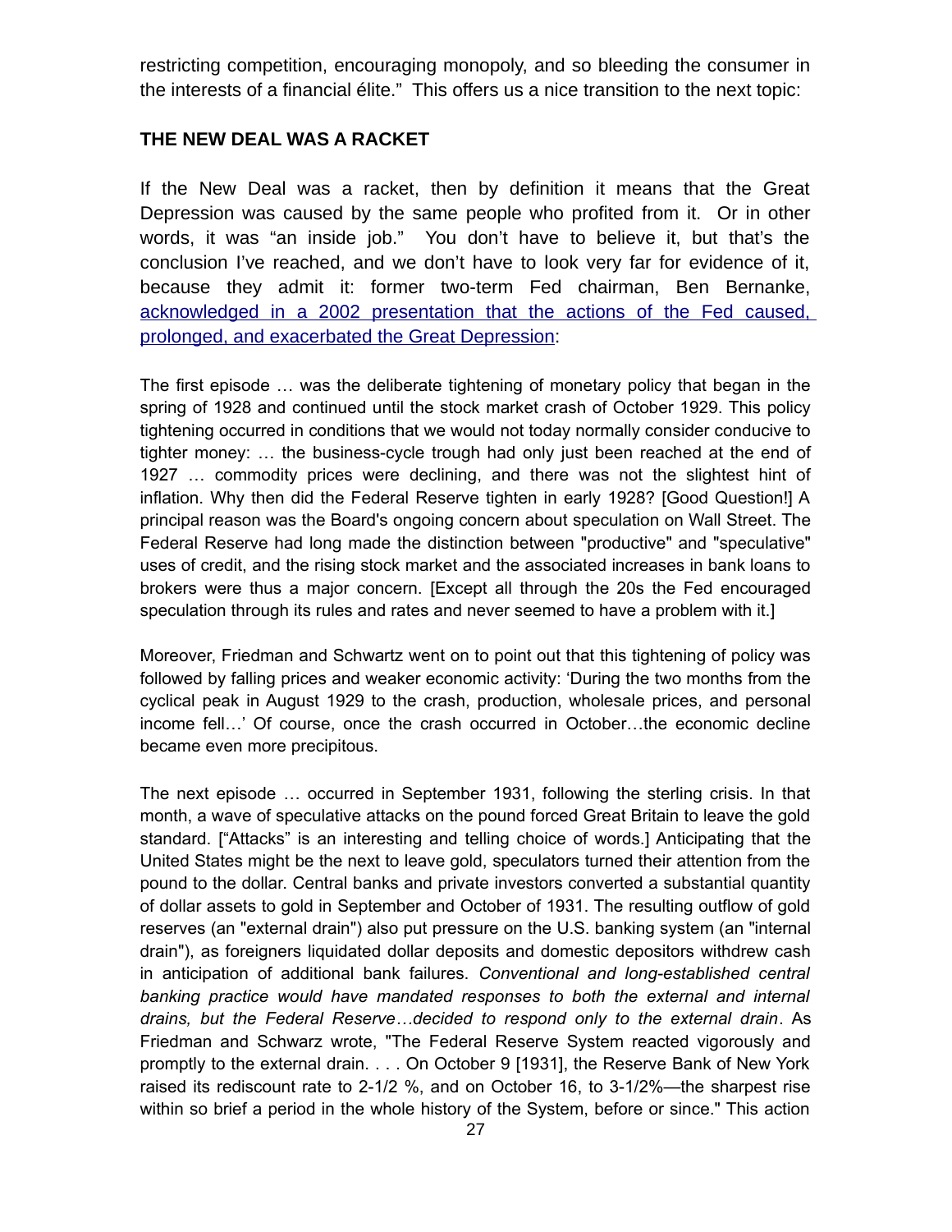restricting competition, encouraging monopoly, and so bleeding the consumer in the interests of a financial élite." This offers us a nice transition to the next topic:

## THE NEW DEAL WAS A RACKET

If the New Deal was a racket, then by definition it means that the Great Depression was caused by the same people who profited from it. Or in other words, it was "an inside job." You don't have to believe it, but that's the conclusion I've reached, and we don't have to look very far for evidence of it, because they admit it: former two-term Fed chairman, Ben Bernanke, acknowledged in a 2002 presentation that the actions of the Fed caused, prolonged, and exacerbated the Great Depression:

The first episode … was the deliberate tightening of monetary policy that began in the spring of 1928 and continued until the stock market crash of October 1929. This policy tightening occurred in conditions that we would not today normally consider conducive to tighter money: … the business-cycle trough had only just been reached at the end of 1927 … commodity prices were declining, and there was not the slightest hint of inflation. Why then did the Federal Reserve tighten in early 1928? [Good Question!] A principal reason was the Board's ongoing concern about speculation on Wall Street. The Federal Reserve had long made the distinction between "productive" and "speculative" uses of credit, and the rising stock market and the associated increases in bank loans to brokers were thus a major concern. [Except all through the 20s the Fed encouraged speculation through its rules and rates and never seemed to have a problem with it.]

Moreover, Friedman and Schwartz went on to point out that this tightening of policy was followed by falling prices and weaker economic activity: 'During the two months from the cyclical peak in August 1929 to the crash, production, wholesale prices, and personal income fell…' Of course, once the crash occurred in October…the economic decline became even more precipitous.

The next episode … occurred in September 1931, following the sterling crisis. In that month, a wave of speculative attacks on the pound forced Great Britain to leave the gold standard. ["Attacks" is an interesting and telling choice of words.] Anticipating that the United States might be the next to leave gold, speculators turned their attention from the pound to the dollar. Central banks and private investors converted a substantial quantity of dollar assets to gold in September and October of 1931. The resulting outflow of gold reserves (an "external drain") also put pressure on the U.S. banking system (an "internal drain"), as foreigners liquidated dollar deposits and domestic depositors withdrew cash in anticipation of additional bank failures. *Conventional and long-established central banking practice would have mandated responses to both the external and internal drains, but the Federal Reserve…decided to respond only to the external drain*. As Friedman and Schwarz wrote, "The Federal Reserve System reacted vigorously and promptly to the external drain. . . . On October 9 [1931], the Reserve Bank of New York raised its rediscount rate to 2-1/2 %, and on October 16, to 3-1/2%—the sharpest rise within so brief a period in the whole history of the System, before or since." This action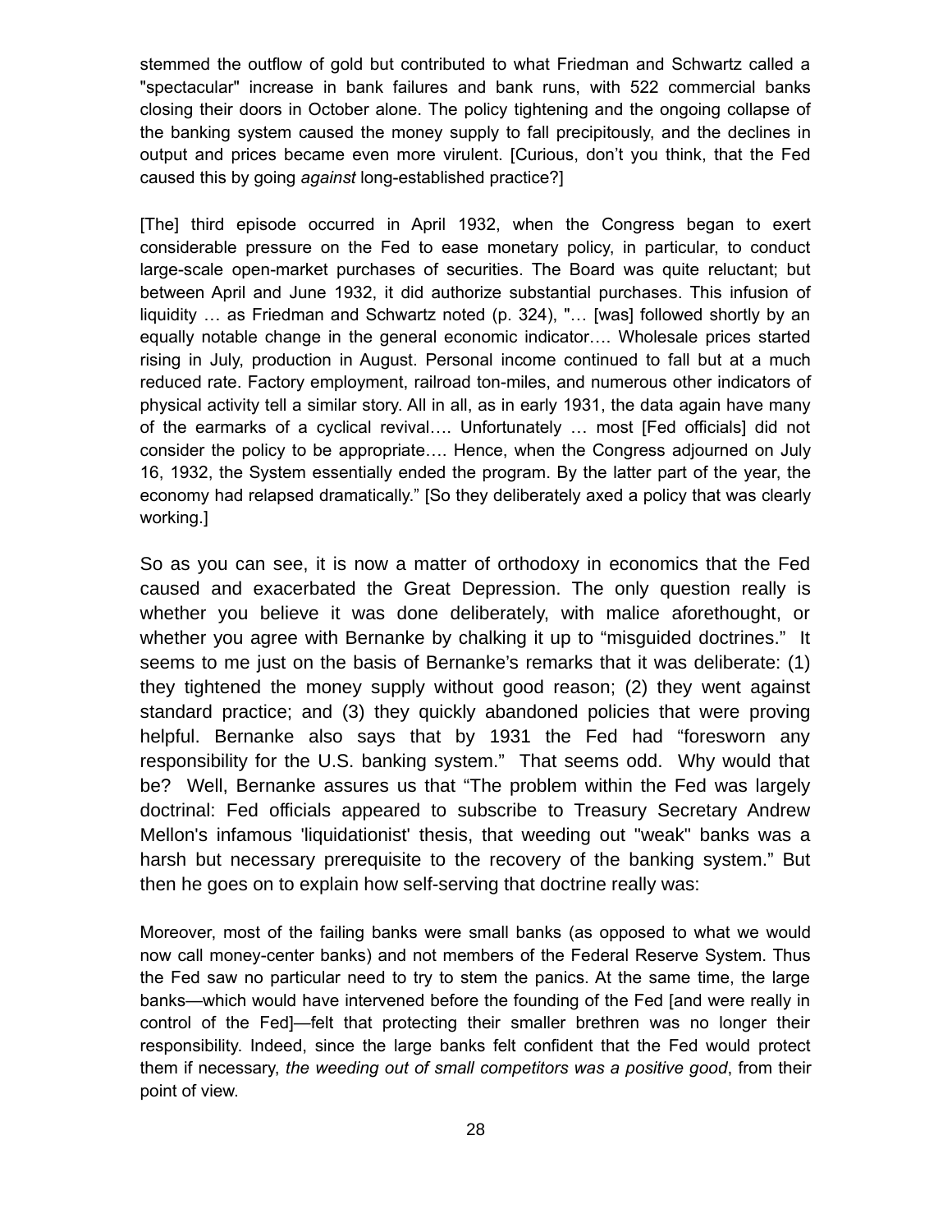stemmed the outflow of gold but contributed to what Friedman and Schwartz called a "spectacular" increase in bank failures and bank runs, with 522 commercial banks closing their doors in October alone. The policy tightening and the ongoing collapse of the banking system caused the money supply to fall precipitously, and the declines in output and prices became even more virulent. [Curious, don't you think, that the Fed caused this by going *against* long-established practice?]

[The] third episode occurred in April 1932, when the Congress began to exert considerable pressure on the Fed to ease monetary policy, in particular, to conduct large-scale open-market purchases of securities. The Board was quite reluctant; but between April and June 1932, it did authorize substantial purchases. This infusion of liquidity … as Friedman and Schwartz noted (p. 324), "… [was] followed shortly by an equally notable change in the general economic indicator…. Wholesale prices started rising in July, production in August. Personal income continued to fall but at a much reduced rate. Factory employment, railroad ton-miles, and numerous other indicators of physical activity tell a similar story. All in all, as in early 1931, the data again have many of the earmarks of a cyclical revival…. Unfortunately … most [Fed officials] did not consider the policy to be appropriate…. Hence, when the Congress adjourned on July 16, 1932, the System essentially ended the program. By the latter part of the year, the economy had relapsed dramatically." [So they deliberately axed a policy that was clearly working.]

So as you can see, it is now a matter of orthodoxy in economics that the Fed caused and exacerbated the Great Depression. The only question really is whether you believe it was done deliberately, with malice aforethought, or whether you agree with Bernanke by chalking it up to "misguided doctrines." It seems to me just on the basis of Bernanke's remarks that it was deliberate: (1) they tightened the money supply without good reason; (2) they went against standard practice; and (3) they quickly abandoned policies that were proving helpful. Bernanke also says that by 1931 the Fed had "foresworn any responsibility for the U.S. banking system." That seems odd. Why would that be? Well, Bernanke assures us that "The problem within the Fed was largely doctrinal: Fed officials appeared to subscribe to Treasury Secretary Andrew Mellon's infamous 'liquidationist' thesis, that weeding out "weak" banks was a harsh but necessary prerequisite to the recovery of the banking system." But then he goes on to explain how self-serving that doctrine really was:

Moreover, most of the failing banks were small banks (as opposed to what we would now call money-center banks) and not members of the Federal Reserve System. Thus the Fed saw no particular need to try to stem the panics. At the same time, the large banks—which would have intervened before the founding of the Fed [and were really in control of the Fed]—felt that protecting their smaller brethren was no longer their responsibility. Indeed, since the large banks felt confident that the Fed would protect them if necessary, *the weeding out of small competitors was a positive good*, from their point of view.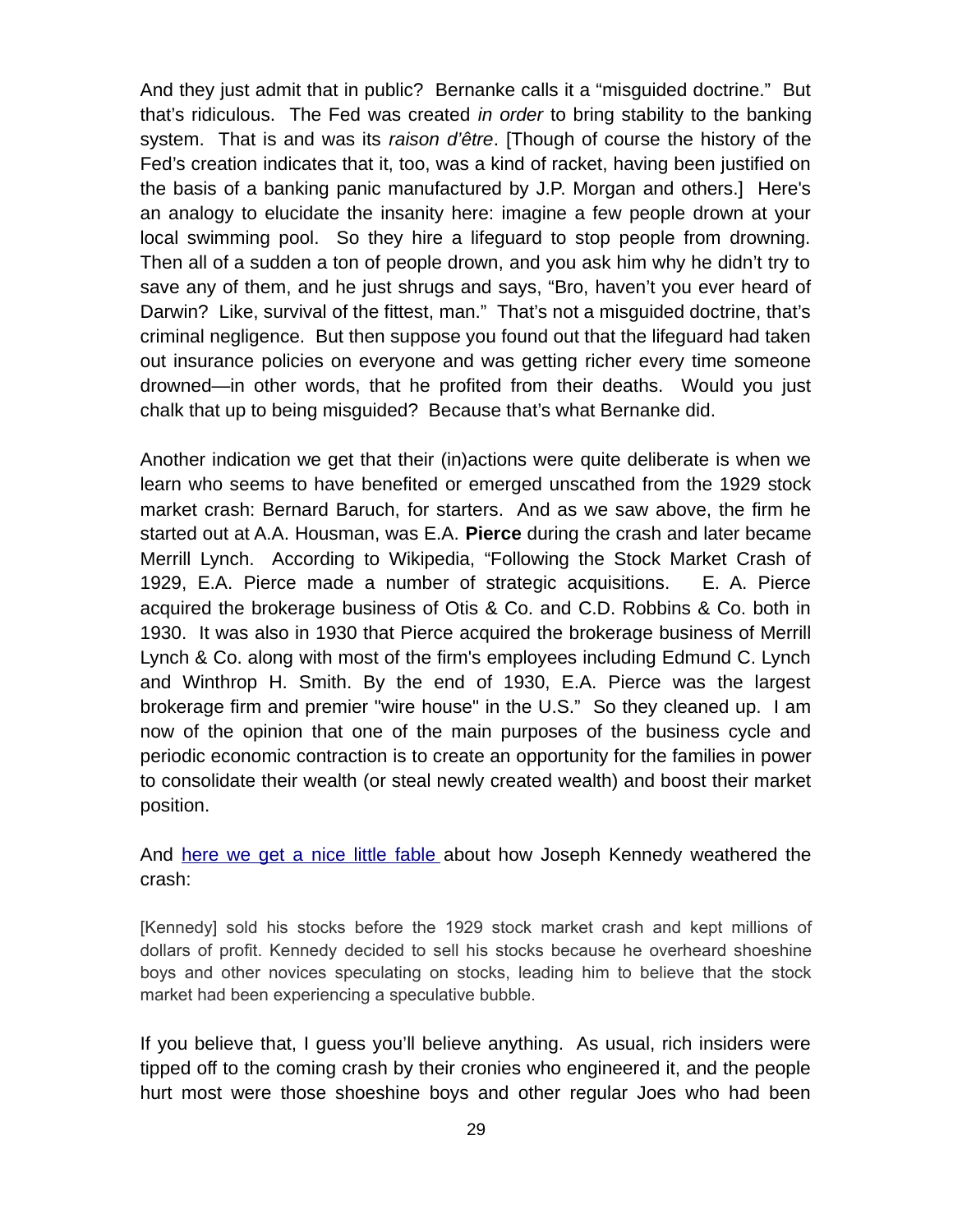And they just admit that in public? Bernanke calls it a "misguided doctrine." But that's ridiculous. The Fed was created *in order* to bring stability to the banking system. That is and was its *raison d'être*. [Though of course the history of the Fed's creation indicates that it, too, was a kind of racket, having been justified on the basis of a banking panic manufactured by J.P. Morgan and others.] Here's an analogy to elucidate the insanity here: imagine a few people drown at your local swimming pool. So they hire a lifeguard to stop people from drowning. Then all of a sudden a ton of people drown, and you ask him why he didn't try to save any of them, and he just shrugs and says, "Bro, haven't you ever heard of Darwin? Like, survival of the fittest, man." That's not a misguided doctrine, that's criminal negligence. But then suppose you found out that the lifeguard had taken out insurance policies on everyone and was getting richer every time someone drowned—in other words, that he profited from their deaths. Would you just chalk that up to being misguided? Because that's what Bernanke did.

Another indication we get that their (in)actions were quite deliberate is when we learn who seems to have benefited or emerged unscathed from the 1929 stock market crash: Bernard Baruch, for starters. And as we saw above, the firm he started out at A.A. Housman, was E.A. **Pierce** during the crash and later became Merrill Lynch. According to Wikipedia, "Following the Stock Market Crash of 1929, E.A. Pierce made a number of strategic acquisitions. E. A. Pierce acquired the brokerage business of Otis & Co. and C.D. Robbins & Co. both in 1930. It was also in 1930 that Pierce acquired the brokerage business of Merrill Lynch & Co. along with most of the firm's employees including Edmund C. Lynch and Winthrop H. Smith. By the end of 1930, E.A. Pierce was the largest brokerage firm and premier "wire house" in the U.S." So they cleaned up. I am now of the opinion that one of the main purposes of the business cycle and periodic economic contraction is to create an opportunity for the families in power to consolidate their wealth (or steal newly created wealth) and boost their market position.

And here we get a nice little fable about how Joseph Kennedy weathered the crash:

> [Kennedy] sold his stocks before the 1929 stock market crash and kept millions of dollars of profit. Kennedy decided to sell his stocks because he overheard shoeshine boys and other novices speculating on stocks, leading him to believe that the stock market had been experiencing a speculative bubble.

If you believe that, I guess you'll believe anything. As usual, rich insiders were tipped off to the coming crash by their cronies who engineered it, and the people hurt most were those shoeshine boys and other regular Joes who had been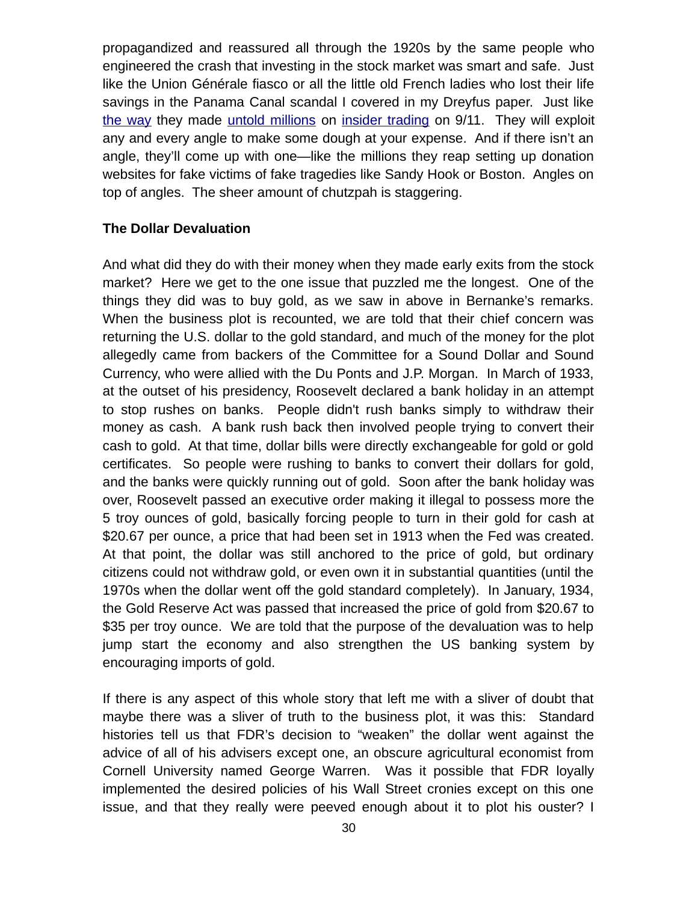propagandized and reassured all through the 1920s by the same people who engineered the crash that investing in the stock market was smart and safe. Just like the Union Générale fiasco or all the little old French ladies who lost their life savings in the Panama Canal scandal I covered in my Dreyfus paper. Just like the way they made untold millions on insider trading on 9/11. They will exploit any and every angle to make some dough at your expense. And if there isn't an angle, they'll come up with one—like the millions they reap setting up donation websites for fake victims of fake tragedies like Sandy Hook or Boston. Angles on top of angles. The sheer amount of chutzpah is staggering.

**The Dollar Devaluation**

And what did they do with their money when they made early exits from the stock market? Here we get to the one issue that puzzled me the longest. One of the things they did was to buy gold, as we saw in above in Bernanke's remarks. When the business plot is recounted, we are told that their chief concern was returning the U.S. dollar to the gold standard, and much of the money for the plot allegedly came from backers of the Committee for a Sound Dollar and Sound Currency, who were allied with the Du Ponts and J.P. Morgan. In March of 1933, at the outset of his presidency, Roosevelt declared a bank holiday in an attempt to stop rushes on banks. People didn't rush banks simply to withdraw their money as cash. A bank rush back then involved people trying to convert their cash to gold. At that time, dollar bills were directly exchangeable for gold or gold certificates. So people were rushing to banks to convert their dollars for gold, and the banks were quickly running out of gold. Soon after the bank holiday was over, Roosevelt passed an executive order making it illegal to possess more the 5 troy ounces of gold, basically forcing people to turn in their gold for cash at \$20.67 per ounce, a price that had been set in 1913 when the Fed was created. At that point, the dollar was still anchored to the price of gold, but ordinary citizens could not withdraw gold, or even own it in substantial quantities (until the 1970s when the dollar went off the gold standard completely). In January, 1934, the Gold Reserve Act was passed that increased the price of gold from \$20.67 to \$35 per troy ounce. We are told that the purpose of the devaluation was to help jump start the economy and also strengthen the US banking system by encouraging imports of gold.

If there is any aspect of this whole story that left me with a sliver of doubt that maybe there was a sliver of truth to the business plot, it was this: Standard histories tell us that FDR's decision to "weaken" the dollar went against the advice of all of his advisers except one, an obscure agricultural economist from Cornell University named George Warren. Was it possible that FDR loyally implemented the desired policies of his Wall Street cronies except on this one issue, and that they really were peeved enough about it to plot his ouster? I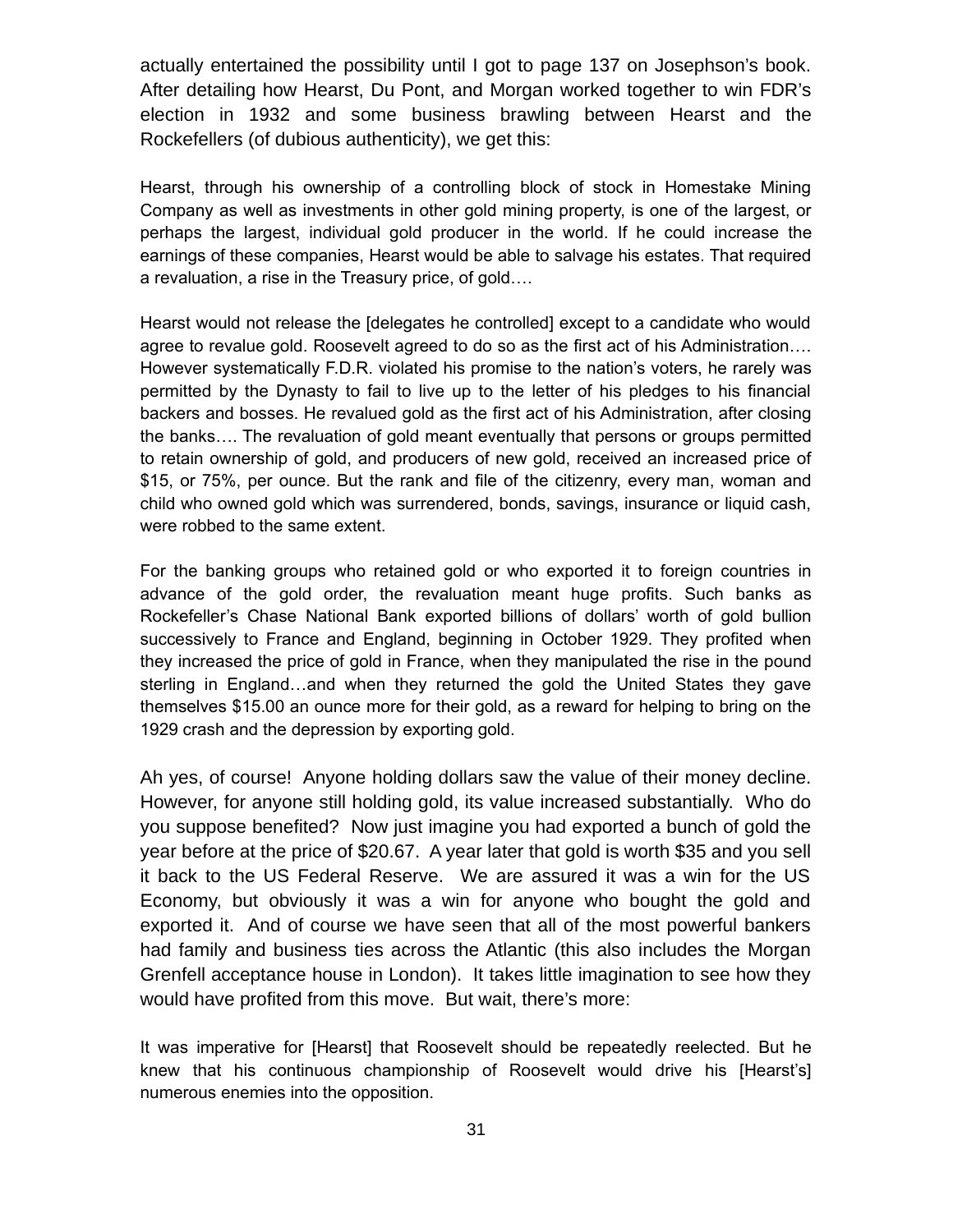actually entertained the possibility until I got to page 137 on Josephson's book. After detailing how Hearst, Du Pont, and Morgan worked together to win FDR's election in 1932 and some business brawling between Hearst and the Rockefellers (of dubious authenticity), we get this:

> Hearst, through his ownership of a controlling block of stock in Homestake Mining Company as well as investments in other gold mining property, is one of the largest, or perhaps the largest, individual gold producer in the world. If he could increase the earnings of these companies, Hearst would be able to salvage his estates. That required a revaluation, a rise in the Treasury price, of gold….
>
> Hearst would not release the [delegates he controlled] except to a candidate who would agree to revalue gold. Roosevelt agreed to do so as the first act of his Administration…. However systematically F.D.R. violated his promise to the nation's voters, he rarely was permitted by the Dynasty to fail to live up to the letter of his pledges to his financial backers and bosses. He revalued gold as the first act of his Administration, after closing the banks…. The revaluation of gold meant eventually that persons or groups permitted to retain ownership of gold, and producers of new gold, received an increased price of $15, or 75%, per ounce. But the rank and file of the citizenry, every man, woman and child who owned gold which was surrendered, bonds, savings, insurance or liquid cash, were robbed to the same extent.
>
> For the banking groups who retained gold or who exported it to foreign countries in advance of the gold order, the revaluation meant huge profits. Such banks as Rockefeller's Chase National Bank exported billions of dollars' worth of gold bullion successively to France and England, beginning in October 1929. They profited when they increased the price of gold in France, when they manipulated the rise in the pound sterling in England…and when they returned the gold the United States they gave themselves $15.00 an ounce more for their gold, as a reward for helping to bring on the 1929 crash and the depression by exporting gold.

Ah yes, of course! Anyone holding dollars saw the value of their money decline. However, for anyone still holding gold, its value increased substantially. Who do you suppose benefited? Now just imagine you had exported a bunch of gold the year before at the price of $20.67. A year later that gold is worth $35 and you sell it back to the US Federal Reserve. We are assured it was a win for the US Economy, but obviously it was a win for anyone who bought the gold and exported it. And of course we have seen that all of the most powerful bankers had family and business ties across the Atlantic (this also includes the Morgan Grenfell acceptance house in London). It takes little imagination to see how they would have profited from this move. But wait, there's more:

> It was imperative for [Hearst] that Roosevelt should be repeatedly reelected. But he knew that his continuous championship of Roosevelt would drive his [Hearst's] numerous enemies into the opposition.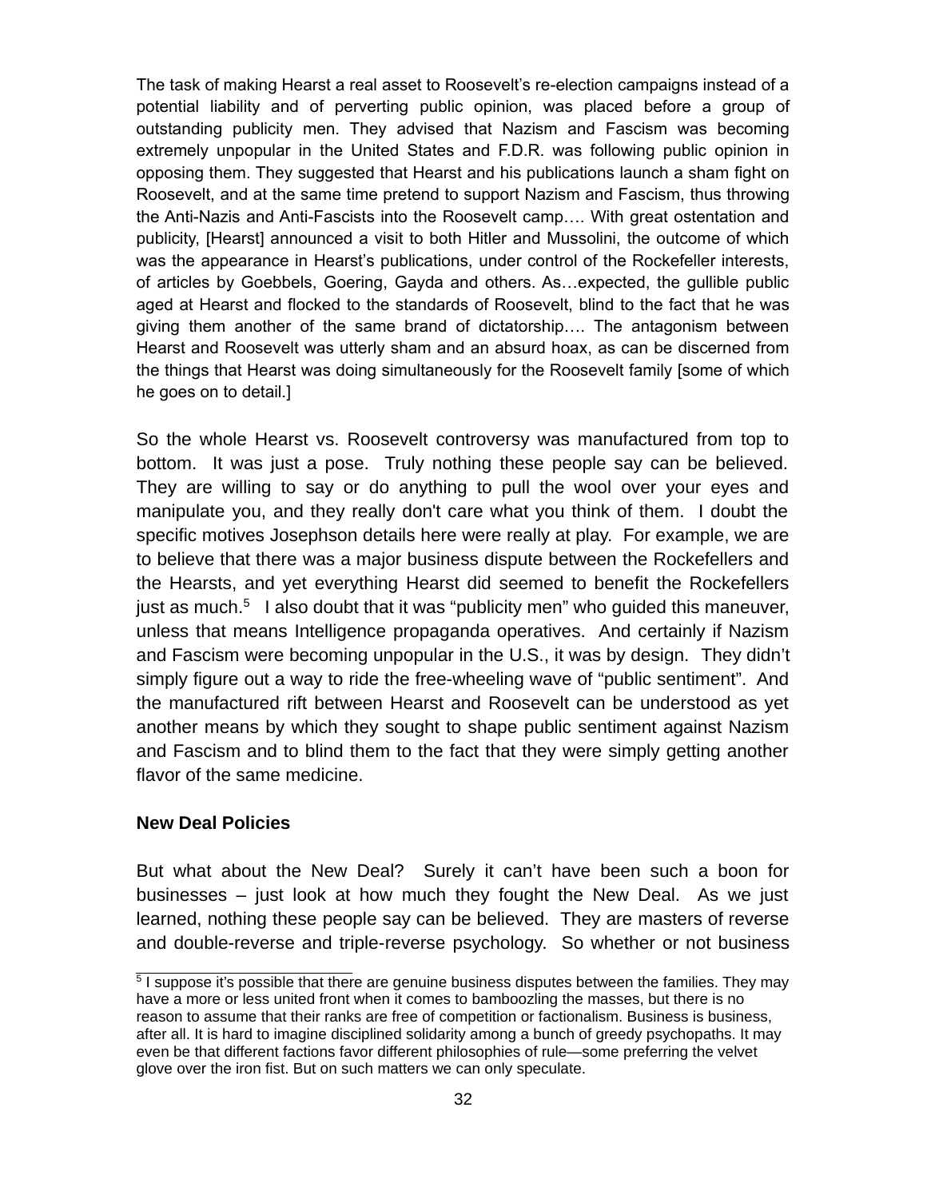> The task of making Hearst a real asset to Roosevelt's re-election campaigns instead of a potential liability and of perverting public opinion, was placed before a group of outstanding publicity men. They advised that Nazism and Fascism was becoming extremely unpopular in the United States and F.D.R. was following public opinion in opposing them. They suggested that Hearst and his publications launch a sham fight on Roosevelt, and at the same time pretend to support Nazism and Fascism, thus throwing the Anti-Nazis and Anti-Fascists into the Roosevelt camp…. With great ostentation and publicity, [Hearst] announced a visit to both Hitler and Mussolini, the outcome of which was the appearance in Hearst's publications, under control of the Rockefeller interests, of articles by Goebbels, Goering, Gayda and others. As…expected, the gullible public aged at Hearst and flocked to the standards of Roosevelt, blind to the fact that he was giving them another of the same brand of dictatorship…. The antagonism between Hearst and Roosevelt was utterly sham and an absurd hoax, as can be discerned from the things that Hearst was doing simultaneously for the Roosevelt family [some of which he goes on to detail.]

So the whole Hearst vs. Roosevelt controversy was manufactured from top to bottom. It was just a pose. Truly nothing these people say can be believed. They are willing to say or do anything to pull the wool over your eyes and manipulate you, and they really don't care what you think of them. I doubt the specific motives Josephson details here were really at play. For example, we are to believe that there was a major business dispute between the Rockefellers and the Hearsts, and yet everything Hearst did seemed to benefit the Rockefellers just as much.[5] I also doubt that it was "publicity men" who guided this maneuver, unless that means Intelligence propaganda operatives. And certainly if Nazism and Fascism were becoming unpopular in the U.S., it was by design. They didn't simply figure out a way to ride the free-wheeling wave of "public sentiment". And the manufactured rift between Hearst and Roosevelt can be understood as yet another means by which they sought to shape public sentiment against Nazism and Fascism and to blind them to the fact that they were simply getting another flavor of the same medicine.

**New Deal Policies**

But what about the New Deal? Surely it can't have been such a boon for businesses – just look at how much they fought the New Deal. As we just learned, nothing these people say can be believed. They are masters of reverse and double-reverse and triple-reverse psychology. So whether or not business

[5] I suppose it's possible that there are genuine business disputes between the families. They may have a more or less united front when it comes to bamboozling the masses, but there is no reason to assume that their ranks are free of competition or factionalism. Business is business, after all. It is hard to imagine disciplined solidarity among a bunch of greedy psychopaths. It may even be that different factions favor different philosophies of rule—some preferring the velvet glove over the iron fist. But on such matters we can only speculate.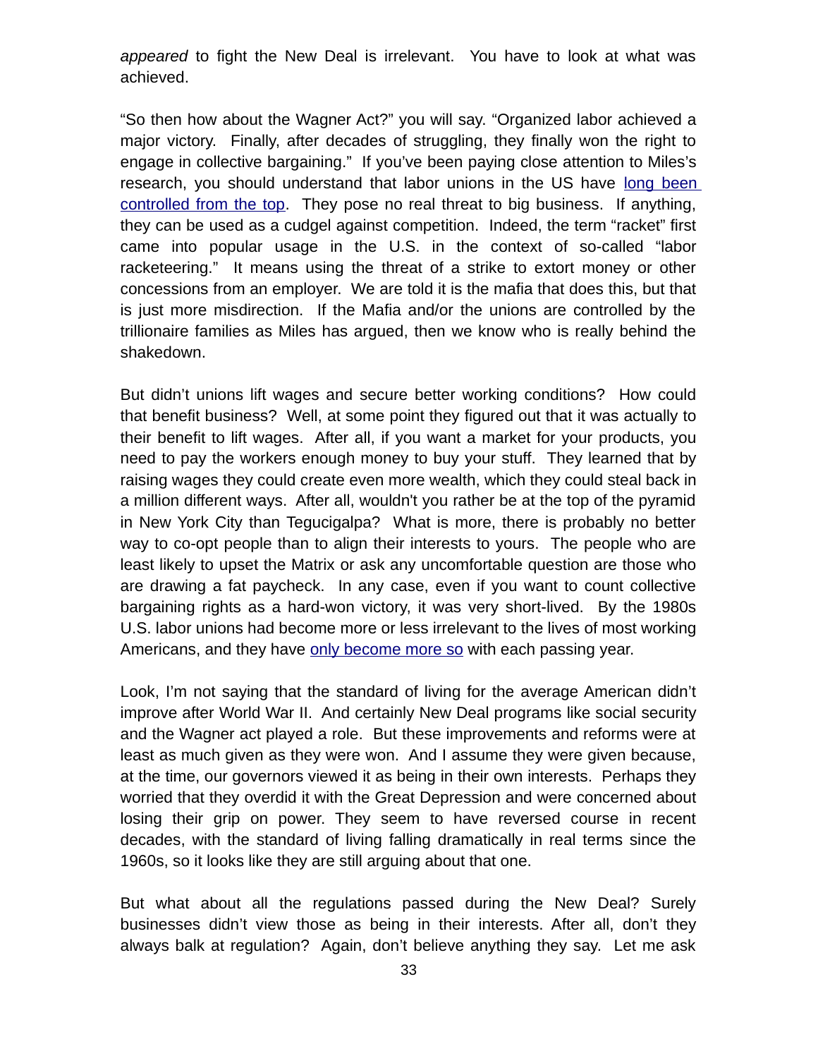*appeared* to fight the New Deal is irrelevant. You have to look at what was achieved.

"So then how about the Wagner Act?" you will say. "Organized labor achieved a major victory. Finally, after decades of struggling, they finally won the right to engage in collective bargaining." If you've been paying close attention to Miles's research, you should understand that labor unions in the US have long been controlled from the top. They pose no real threat to big business. If anything, they can be used as a cudgel against competition. Indeed, the term "racket" first came into popular usage in the U.S. in the context of so-called "labor racketeering." It means using the threat of a strike to extort money or other concessions from an employer. We are told it is the mafia that does this, but that is just more misdirection. If the Mafia and/or the unions are controlled by the trillionaire families as Miles has argued, then we know who is really behind the shakedown.

But didn't unions lift wages and secure better working conditions? How could that benefit business? Well, at some point they figured out that it was actually to their benefit to lift wages. After all, if you want a market for your products, you need to pay the workers enough money to buy your stuff. They learned that by raising wages they could create even more wealth, which they could steal back in a million different ways. After all, wouldn't you rather be at the top of the pyramid in New York City than Tegucigalpa? What is more, there is probably no better way to co-opt people than to align their interests to yours. The people who are least likely to upset the Matrix or ask any uncomfortable question are those who are drawing a fat paycheck. In any case, even if you want to count collective bargaining rights as a hard-won victory, it was very short-lived. By the 1980s U.S. labor unions had become more or less irrelevant to the lives of most working Americans, and they have only become more so with each passing year.

Look, I'm not saying that the standard of living for the average American didn't improve after World War II. And certainly New Deal programs like social security and the Wagner act played a role. But these improvements and reforms were at least as much given as they were won. And I assume they were given because, at the time, our governors viewed it as being in their own interests. Perhaps they worried that they overdid it with the Great Depression and were concerned about losing their grip on power. They seem to have reversed course in recent decades, with the standard of living falling dramatically in real terms since the 1960s, so it looks like they are still arguing about that one.

But what about all the regulations passed during the New Deal? Surely businesses didn't view those as being in their interests. After all, don't they always balk at regulation? Again, don't believe anything they say. Let me ask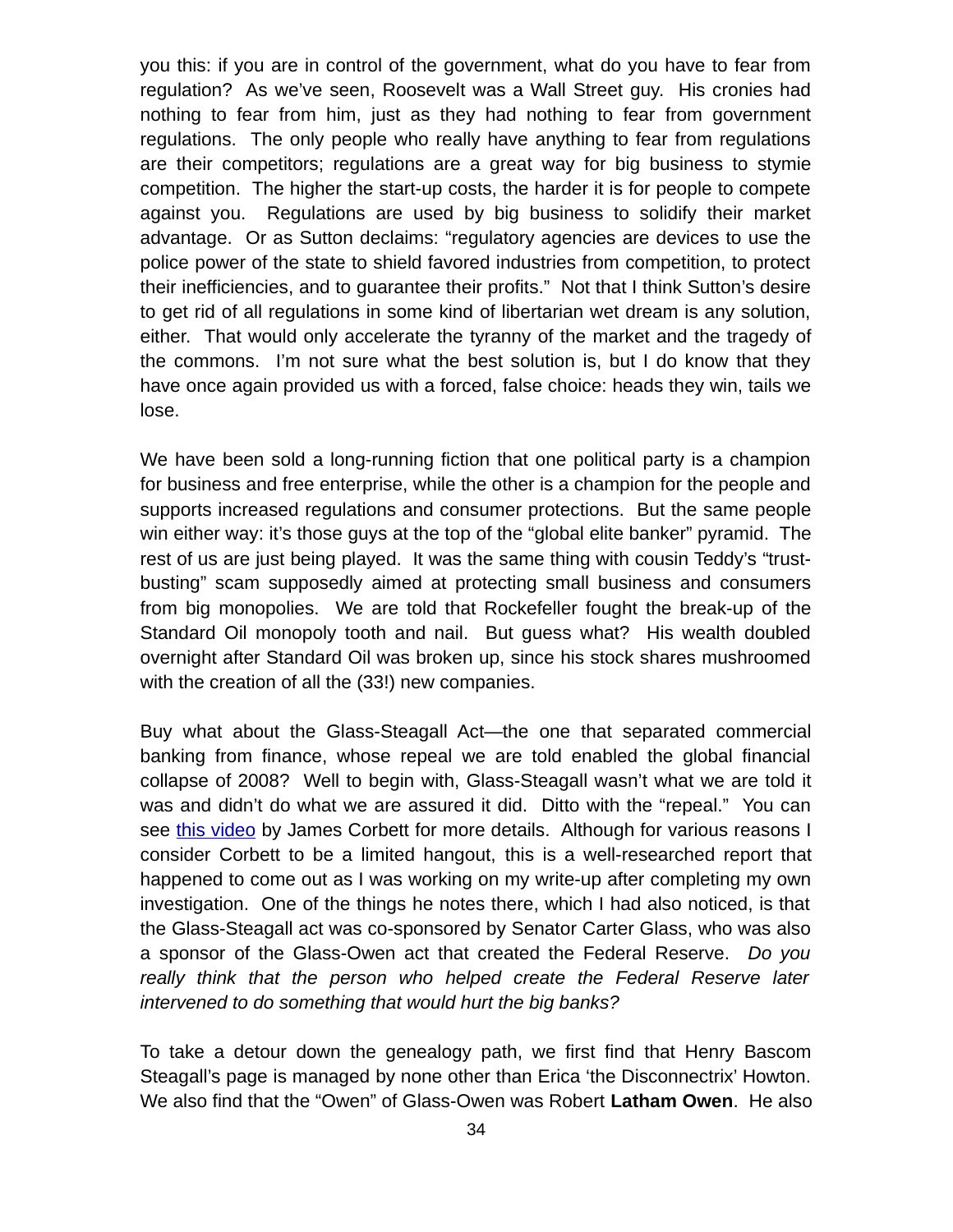you this: if you are in control of the government, what do you have to fear from regulation? As we've seen, Roosevelt was a Wall Street guy. His cronies had nothing to fear from him, just as they had nothing to fear from government regulations. The only people who really have anything to fear from regulations are their competitors; regulations are a great way for big business to stymie competition. The higher the start-up costs, the harder it is for people to compete against you. Regulations are used by big business to solidify their market advantage. Or as Sutton declaims: "regulatory agencies are devices to use the police power of the state to shield favored industries from competition, to protect their inefficiencies, and to guarantee their profits." Not that I think Sutton's desire to get rid of all regulations in some kind of libertarian wet dream is any solution, either. That would only accelerate the tyranny of the market and the tragedy of the commons. I'm not sure what the best solution is, but I do know that they have once again provided us with a forced, false choice: heads they win, tails we lose.

We have been sold a long-running fiction that one political party is a champion for business and free enterprise, while the other is a champion for the people and supports increased regulations and consumer protections. But the same people win either way: it's those guys at the top of the "global elite banker" pyramid. The rest of us are just being played. It was the same thing with cousin Teddy's "trust-busting" scam supposedly aimed at protecting small business and consumers from big monopolies. We are told that Rockefeller fought the break-up of the Standard Oil monopoly tooth and nail. But guess what? His wealth doubled overnight after Standard Oil was broken up, since his stock shares mushroomed with the creation of all the (33!) new companies.

Buy what about the Glass-Steagall Act—the one that separated commercial banking from finance, whose repeal we are told enabled the global financial collapse of 2008? Well to begin with, Glass-Steagall wasn't what we are told it was and didn't do what we are assured it did. Ditto with the "repeal." You can see this video by James Corbett for more details. Although for various reasons I consider Corbett to be a limited hangout, this is a well-researched report that happened to come out as I was working on my write-up after completing my own investigation. One of the things he notes there, which I had also noticed, is that the Glass-Steagall act was co-sponsored by Senator Carter Glass, who was also a sponsor of the Glass-Owen act that created the Federal Reserve. *Do you really think that the person who helped create the Federal Reserve later intervened to do something that would hurt the big banks?*

To take a detour down the genealogy path, we first find that Henry Bascom Steagall's page is managed by none other than Erica 'the Disconnectrix' Howton. We also find that the "Owen" of Glass-Owen was Robert **Latham Owen**. He also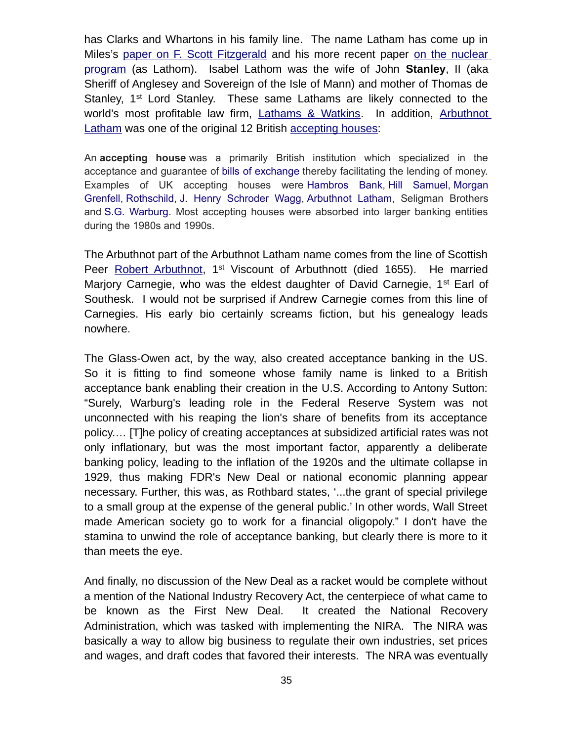has Clarks and Whartons in his family line. The name Latham has come up in Miles's paper on F. Scott Fitzgerald and his more recent paper on the nuclear program (as Lathom). Isabel Lathom was the wife of John **Stanley**, II (aka Sheriff of Anglesey and Sovereign of the Isle of Mann) and mother of Thomas de Stanley, 1st Lord Stanley. These same Lathams are likely connected to the world's most profitable law firm, Lathams & Watkins. In addition, Arbuthnot Latham was one of the original 12 British accepting houses:

> An **accepting house** was a primarily British institution which specialized in the acceptance and guarantee of bills of exchange thereby facilitating the lending of money. Examples of UK accepting houses were Hambros Bank, Hill Samuel, Morgan Grenfell, Rothschild, J. Henry Schroder Wagg, Arbuthnot Latham, Seligman Brothers and S.G. Warburg. Most accepting houses were absorbed into larger banking entities during the 1980s and 1990s.

The Arbuthnot part of the Arbuthnot Latham name comes from the line of Scottish Peer Robert Arbuthnot, 1st Viscount of Arbuthnott (died 1655). He married Marjory Carnegie, who was the eldest daughter of David Carnegie, 1st Earl of Southesk. I would not be surprised if Andrew Carnegie comes from this line of Carnegies. His early bio certainly screams fiction, but his genealogy leads nowhere.

The Glass-Owen act, by the way, also created acceptance banking in the US. So it is fitting to find someone whose family name is linked to a British acceptance bank enabling their creation in the U.S. According to Antony Sutton: "Surely, Warburg's leading role in the Federal Reserve System was not unconnected with his reaping the lion's share of benefits from its acceptance policy.... [T]he policy of creating acceptances at subsidized artificial rates was not only inflationary, but was the most important factor, apparently a deliberate banking policy, leading to the inflation of the 1920s and the ultimate collapse in 1929, thus making FDR's New Deal or national economic planning appear necessary. Further, this was, as Rothbard states, '...the grant of special privilege to a small group at the expense of the general public.' In other words, Wall Street made American society go to work for a financial oligopoly." I don't have the stamina to unwind the role of acceptance banking, but clearly there is more to it than meets the eye.

And finally, no discussion of the New Deal as a racket would be complete without a mention of the National Industry Recovery Act, the centerpiece of what came to be known as the First New Deal. It created the National Recovery Administration, which was tasked with implementing the NIRA. The NIRA was basically a way to allow big business to regulate their own industries, set prices and wages, and draft codes that favored their interests. The NRA was eventually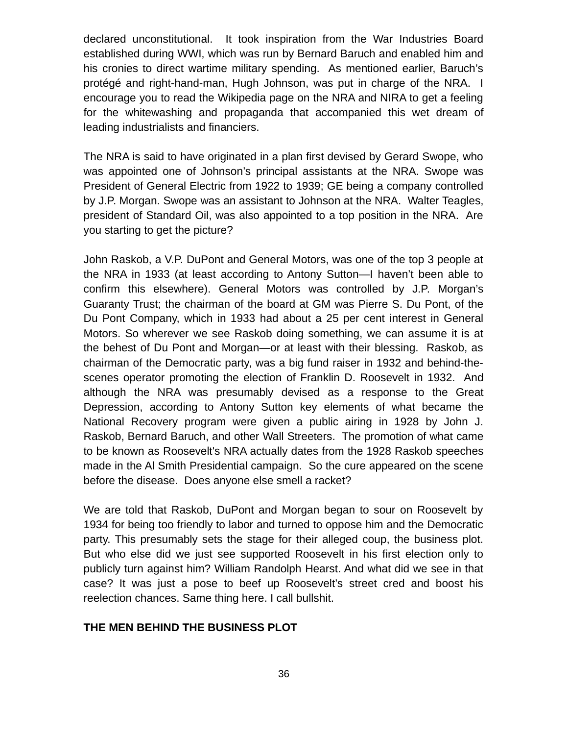declared unconstitutional. It took inspiration from the War Industries Board established during WWI, which was run by Bernard Baruch and enabled him and his cronies to direct wartime military spending. As mentioned earlier, Baruch's protégé and right-hand-man, Hugh Johnson, was put in charge of the NRA. I encourage you to read the Wikipedia page on the NRA and NIRA to get a feeling for the whitewashing and propaganda that accompanied this wet dream of leading industrialists and financiers.

The NRA is said to have originated in a plan first devised by Gerard Swope, who was appointed one of Johnson's principal assistants at the NRA. Swope was President of General Electric from 1922 to 1939; GE being a company controlled by J.P. Morgan. Swope was an assistant to Johnson at the NRA. Walter Teagles, president of Standard Oil, was also appointed to a top position in the NRA. Are you starting to get the picture?

John Raskob, a V.P. DuPont and General Motors, was one of the top 3 people at the NRA in 1933 (at least according to Antony Sutton—I haven't been able to confirm this elsewhere). General Motors was controlled by J.P. Morgan's Guaranty Trust; the chairman of the board at GM was Pierre S. Du Pont, of the Du Pont Company, which in 1933 had about a 25 per cent interest in General Motors. So wherever we see Raskob doing something, we can assume it is at the behest of Du Pont and Morgan—or at least with their blessing. Raskob, as chairman of the Democratic party, was a big fund raiser in 1932 and behind-the-scenes operator promoting the election of Franklin D. Roosevelt in 1932. And although the NRA was presumably devised as a response to the Great Depression, according to Antony Sutton key elements of what became the National Recovery program were given a public airing in 1928 by John J. Raskob, Bernard Baruch, and other Wall Streeters. The promotion of what came to be known as Roosevelt's NRA actually dates from the 1928 Raskob speeches made in the Al Smith Presidential campaign. So the cure appeared on the scene before the disease. Does anyone else smell a racket?

We are told that Raskob, DuPont and Morgan began to sour on Roosevelt by 1934 for being too friendly to labor and turned to oppose him and the Democratic party. This presumably sets the stage for their alleged coup, the business plot. But who else did we just see supported Roosevelt in his first election only to publicly turn against him? William Randolph Hearst. And what did we see in that case? It was just a pose to beef up Roosevelt's street cred and boost his reelection chances. Same thing here. I call bullshit.

**THE MEN BEHIND THE BUSINESS PLOT**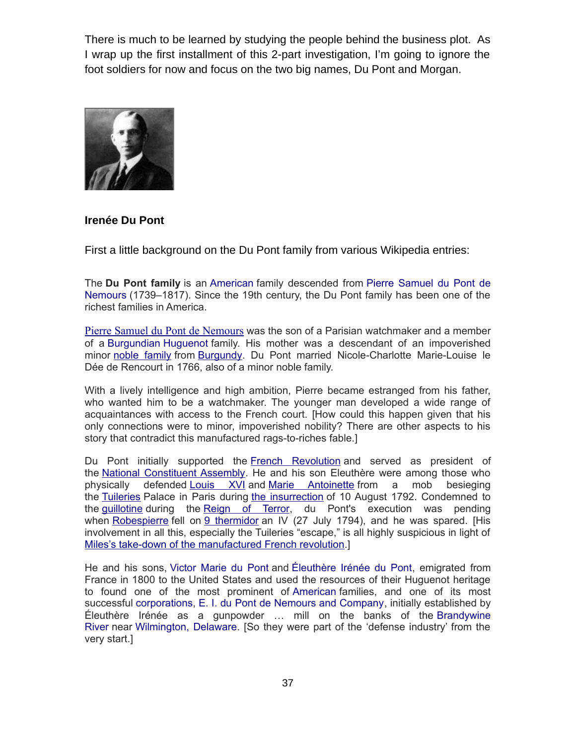There is much to be learned by studying the people behind the business plot. As I wrap up the first installment of this 2-part investigation, I'm going to ignore the foot soldiers for now and focus on the two big names, Du Pont and Morgan.

**Irenée Du Pont**

First a little background on the Du Pont family from various Wikipedia entries:

The **Du Pont family** is an American family descended from Pierre Samuel du Pont de Nemours (1739–1817). Since the 19th century, the Du Pont family has been one of the richest families in America.

Pierre Samuel du Pont de Nemours was the son of a Parisian watchmaker and a member of a Burgundian Huguenot family. His mother was a descendant of an impoverished minor noble family from Burgundy. Du Pont married Nicole-Charlotte Marie-Louise le Dée de Rencourt in 1766, also of a minor noble family.

With a lively intelligence and high ambition, Pierre became estranged from his father, who wanted him to be a watchmaker. The younger man developed a wide range of acquaintances with access to the French court. [How could this happen given that his only connections were to minor, impoverished nobility? There are other aspects to his story that contradict this manufactured rags-to-riches fable.]

Du Pont initially supported the French Revolution and served as president of the National Constituent Assembly. He and his son Eleuthère were among those who physically defended Louis XVI and Marie Antoinette from a mob besieging the Tuileries Palace in Paris during the insurrection of 10 August 1792. Condemned to the guillotine during the Reign of Terror, du Pont's execution was pending when Robespierre fell on 9 thermidor an IV (27 July 1794), and he was spared. [His involvement in all this, especially the Tuileries "escape," is all highly suspicious in light of Miles's take-down of the manufactured French revolution.]

He and his sons, Victor Marie du Pont and Éleuthère Irénée du Pont, emigrated from France in 1800 to the United States and used the resources of their Huguenot heritage to found one of the most prominent of American families, and one of its most successful corporations, E. I. du Pont de Nemours and Company, initially established by Éleuthère Irénée as a gunpowder … mill on the banks of the Brandywine River near Wilmington, Delaware. [So they were part of the 'defense industry' from the very start.]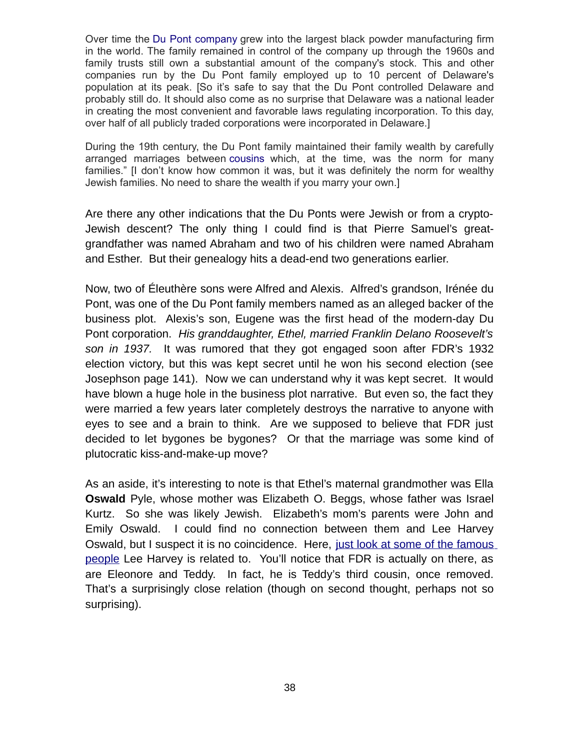Over time the Du Pont company grew into the largest black powder manufacturing firm in the world. The family remained in control of the company up through the 1960s and family trusts still own a substantial amount of the company's stock. This and other companies run by the Du Pont family employed up to 10 percent of Delaware's population at its peak. [So it's safe to say that the Du Pont controlled Delaware and probably still do. It should also come as no surprise that Delaware was a national leader in creating the most convenient and favorable laws regulating incorporation. To this day, over half of all publicly traded corporations were incorporated in Delaware.]

During the 19th century, the Du Pont family maintained their family wealth by carefully arranged marriages between cousins which, at the time, was the norm for many families." [I don't know how common it was, but it was definitely the norm for wealthy Jewish families. No need to share the wealth if you marry your own.]

Are there any other indications that the Du Ponts were Jewish or from a crypto-Jewish descent? The only thing I could find is that Pierre Samuel's great-grandfather was named Abraham and two of his children were named Abraham and Esther. But their genealogy hits a dead-end two generations earlier.

Now, two of Éleuthère sons were Alfred and Alexis. Alfred's grandson, Irénée du Pont, was one of the Du Pont family members named as an alleged backer of the business plot. Alexis's son, Eugene was the first head of the modern-day Du Pont corporation. *His granddaughter, Ethel, married Franklin Delano Roosevelt's son in 1937.* It was rumored that they got engaged soon after FDR's 1932 election victory, but this was kept secret until he won his second election (see Josephson page 141). Now we can understand why it was kept secret. It would have blown a huge hole in the business plot narrative. But even so, the fact they were married a few years later completely destroys the narrative to anyone with eyes to see and a brain to think. Are we supposed to believe that FDR just decided to let bygones be bygones? Or that the marriage was some kind of plutocratic kiss-and-make-up move?

As an aside, it's interesting to note is that Ethel's maternal grandmother was Ella **Oswald** Pyle, whose mother was Elizabeth O. Beggs, whose father was Israel Kurtz. So she was likely Jewish. Elizabeth's mom's parents were John and Emily Oswald. I could find no connection between them and Lee Harvey Oswald, but I suspect it is no coincidence. Here, just look at some of the famous people Lee Harvey is related to. You'll notice that FDR is actually on there, as are Eleonore and Teddy. In fact, he is Teddy's third cousin, once removed. That's a surprisingly close relation (though on second thought, perhaps not so surprising).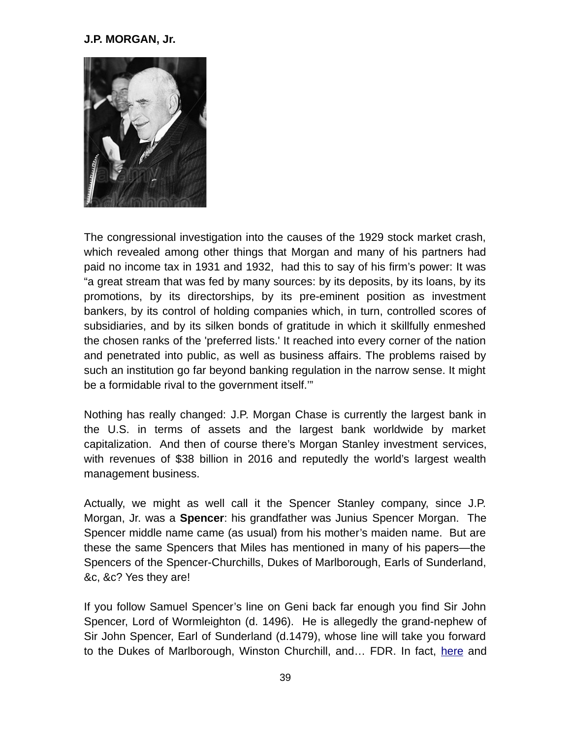**J.P. MORGAN, Jr.**

The congressional investigation into the causes of the 1929 stock market crash, which revealed among other things that Morgan and many of his partners had paid no income tax in 1931 and 1932, had this to say of his firm's power: It was "a great stream that was fed by many sources: by its deposits, by its loans, by its promotions, by its directorships, by its pre-eminent position as investment bankers, by its control of holding companies which, in turn, controlled scores of subsidiaries, and by its silken bonds of gratitude in which it skillfully enmeshed the chosen ranks of the 'preferred lists.' It reached into every corner of the nation and penetrated into public, as well as business affairs. The problems raised by such an institution go far beyond banking regulation in the narrow sense. It might be a formidable rival to the government itself.'"

Nothing has really changed: J.P. Morgan Chase is currently the largest bank in the U.S. in terms of assets and the largest bank worldwide by market capitalization. And then of course there's Morgan Stanley investment services, with revenues of $38 billion in 2016 and reputedly the world's largest wealth management business.

Actually, we might as well call it the Spencer Stanley company, since J.P. Morgan, Jr. was a **Spencer**: his grandfather was Junius Spencer Morgan. The Spencer middle name came (as usual) from his mother's maiden name. But are these the same Spencers that Miles has mentioned in many of his papers—the Spencers of the Spencer-Churchills, Dukes of Marlborough, Earls of Sunderland, &c, &c? Yes they are!

If you follow Samuel Spencer's line on Geni back far enough you find Sir John Spencer, Lord of Wormleighton (d. 1496). He is allegedly the grand-nephew of Sir John Spencer, Earl of Sunderland (d.1479), whose line will take you forward to the Dukes of Marlborough, Winston Churchill, and… FDR. In fact, here and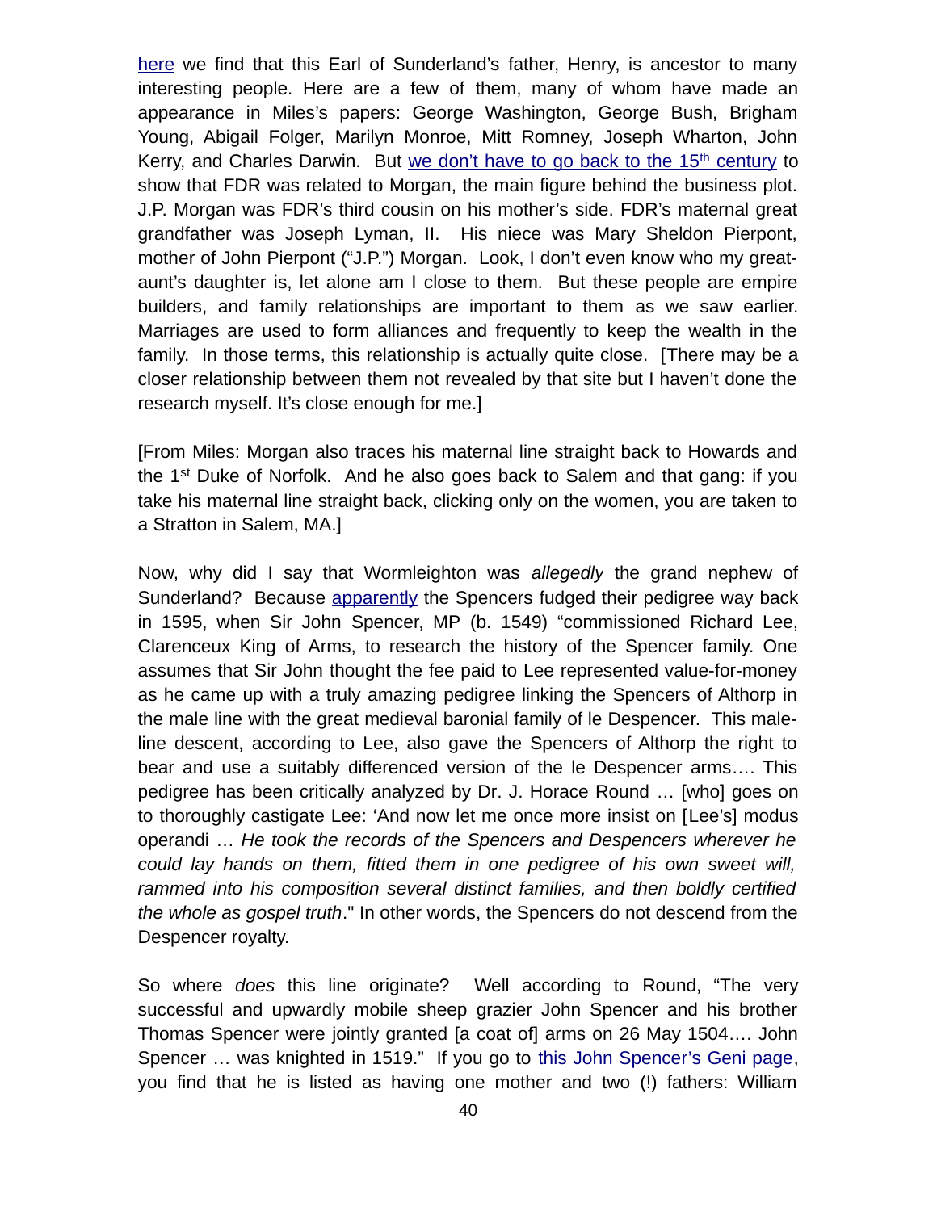here we find that this Earl of Sunderland's father, Henry, is ancestor to many interesting people. Here are a few of them, many of whom have made an appearance in Miles's papers: George Washington, George Bush, Brigham Young, Abigail Folger, Marilyn Monroe, Mitt Romney, Joseph Wharton, John Kerry, and Charles Darwin. But we don't have to go back to the 15th century to show that FDR was related to Morgan, the main figure behind the business plot. J.P. Morgan was FDR's third cousin on his mother's side. FDR's maternal great grandfather was Joseph Lyman, II. His niece was Mary Sheldon Pierpont, mother of John Pierpont ("J.P.") Morgan. Look, I don't even know who my great-aunt's daughter is, let alone am I close to them. But these people are empire builders, and family relationships are important to them as we saw earlier. Marriages are used to form alliances and frequently to keep the wealth in the family. In those terms, this relationship is actually quite close. [There may be a closer relationship between them not revealed by that site but I haven't done the research myself. It's close enough for me.]

[From Miles: Morgan also traces his maternal line straight back to Howards and the 1st Duke of Norfolk. And he also goes back to Salem and that gang: if you take his maternal line straight back, clicking only on the women, you are taken to a Stratton in Salem, MA.]

Now, why did I say that Wormleighton was *allegedly* the grand nephew of Sunderland? Because apparently the Spencers fudged their pedigree way back in 1595, when Sir John Spencer, MP (b. 1549) "commissioned Richard Lee, Clarenceux King of Arms, to research the history of the Spencer family. One assumes that Sir John thought the fee paid to Lee represented value-for-money as he came up with a truly amazing pedigree linking the Spencers of Althorp in the male line with the great medieval baronial family of le Despencer. This male-line descent, according to Lee, also gave the Spencers of Althorp the right to bear and use a suitably differenced version of the le Despencer arms…. This pedigree has been critically analyzed by Dr. J. Horace Round … [who] goes on to thoroughly castigate Lee: 'And now let me once more insist on [Lee's] modus operandi … *He took the records of the Spencers and Despencers wherever he could lay hands on them, fitted them in one pedigree of his own sweet will, rammed into his composition several distinct families, and then boldly certified the whole as gospel truth*." In other words, the Spencers do not descend from the Despencer royalty.

So where *does* this line originate? Well according to Round, "The very successful and upwardly mobile sheep grazier John Spencer and his brother Thomas Spencer were jointly granted [a coat of] arms on 26 May 1504…. John Spencer … was knighted in 1519." If you go to this John Spencer's Geni page, you find that he is listed as having one mother and two (!) fathers: William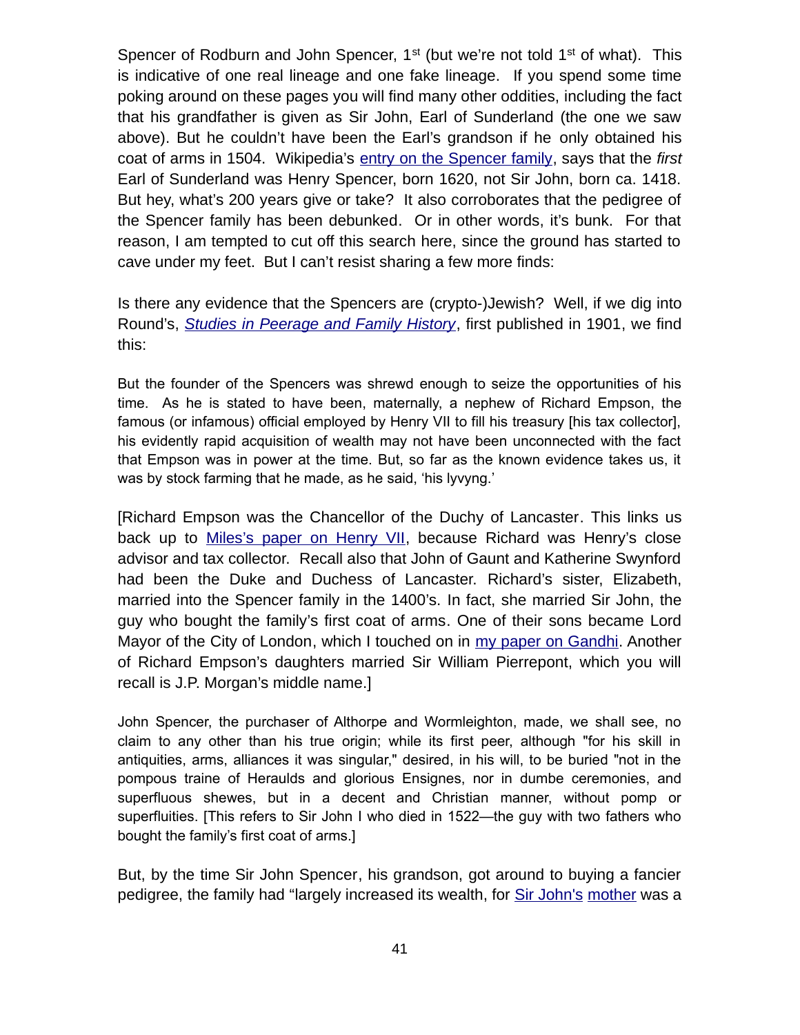Spencer of Rodburn and John Spencer, 1st (but we're not told 1st of what). This is indicative of one real lineage and one fake lineage. If you spend some time poking around on these pages you will find many other oddities, including the fact that his grandfather is given as Sir John, Earl of Sunderland (the one we saw above). But he couldn't have been the Earl's grandson if he only obtained his coat of arms in 1504. Wikipedia's entry on the Spencer family, says that the *first* Earl of Sunderland was Henry Spencer, born 1620, not Sir John, born ca. 1418. But hey, what's 200 years give or take? It also corroborates that the pedigree of the Spencer family has been debunked. Or in other words, it's bunk. For that reason, I am tempted to cut off this search here, since the ground has started to cave under my feet. But I can't resist sharing a few more finds:

Is there any evidence that the Spencers are (crypto-)Jewish? Well, if we dig into Round's, *Studies in Peerage and Family History*, first published in 1901, we find this:

> But the founder of the Spencers was shrewd enough to seize the opportunities of his time. As he is stated to have been, maternally, a nephew of Richard Empson, the famous (or infamous) official employed by Henry VII to fill his treasury [his tax collector], his evidently rapid acquisition of wealth may not have been unconnected with the fact that Empson was in power at the time. But, so far as the known evidence takes us, it was by stock farming that he made, as he said, 'his lyvyng.'

[Richard Empson was the Chancellor of the Duchy of Lancaster. This links us back up to Miles's paper on Henry VII, because Richard was Henry's close advisor and tax collector. Recall also that John of Gaunt and Katherine Swynford had been the Duke and Duchess of Lancaster. Richard's sister, Elizabeth, married into the Spencer family in the 1400's. In fact, she married Sir John, the guy who bought the family's first coat of arms. One of their sons became Lord Mayor of the City of London, which I touched on in my paper on Gandhi. Another of Richard Empson's daughters married Sir William Pierrepont, which you will recall is J.P. Morgan's middle name.]

> John Spencer, the purchaser of Althorpe and Wormleighton, made, we shall see, no claim to any other than his true origin; while its first peer, although "for his skill in antiquities, arms, alliances it was singular," desired, in his will, to be buried "not in the pompous traine of Heraulds and glorious Ensignes, nor in dumbe ceremonies, and superfluous shewes, but in a decent and Christian manner, without pomp or superfluities. [This refers to Sir John I who died in 1522—the guy with two fathers who bought the family's first coat of arms.]

But, by the time Sir John Spencer, his grandson, got around to buying a fancier pedigree, the family had "largely increased its wealth, for Sir John's mother was a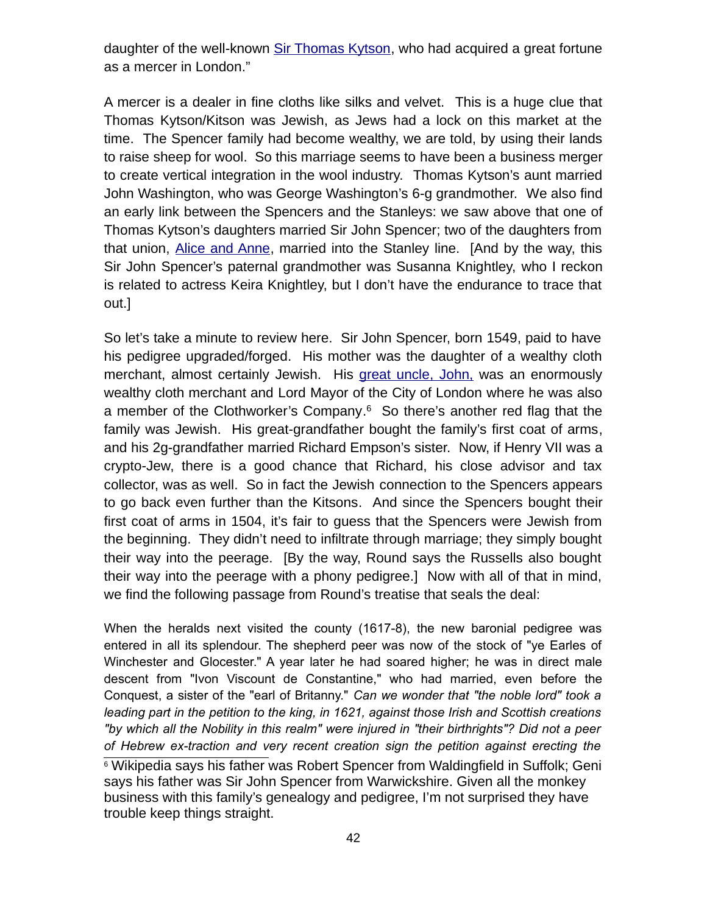daughter of the well-known Sir Thomas Kytson, who had acquired a great fortune as a mercer in London."

A mercer is a dealer in fine cloths like silks and velvet. This is a huge clue that Thomas Kytson/Kitson was Jewish, as Jews had a lock on this market at the time. The Spencer family had become wealthy, we are told, by using their lands to raise sheep for wool. So this marriage seems to have been a business merger to create vertical integration in the wool industry. Thomas Kytson's aunt married John Washington, who was George Washington's 6-g grandmother. We also find an early link between the Spencers and the Stanleys: we saw above that one of Thomas Kytson's daughters married Sir John Spencer; two of the daughters from that union, Alice and Anne, married into the Stanley line. [And by the way, this Sir John Spencer's paternal grandmother was Susanna Knightley, who I reckon is related to actress Keira Knightley, but I don't have the endurance to trace that out.]

So let's take a minute to review here. Sir John Spencer, born 1549, paid to have his pedigree upgraded/forged. His mother was the daughter of a wealthy cloth merchant, almost certainly Jewish. His great uncle, John, was an enormously wealthy cloth merchant and Lord Mayor of the City of London where he was also a member of the Clothworker's Company.[6] So there's another red flag that the family was Jewish. His great-grandfather bought the family's first coat of arms, and his 2g-grandfather married Richard Empson's sister. Now, if Henry VII was a crypto-Jew, there is a good chance that Richard, his close advisor and tax collector, was as well. So in fact the Jewish connection to the Spencers appears to go back even further than the Kitsons. And since the Spencers bought their first coat of arms in 1504, it's fair to guess that the Spencers were Jewish from the beginning. They didn't need to infiltrate through marriage; they simply bought their way into the peerage. [By the way, Round says the Russells also bought their way into the peerage with a phony pedigree.] Now with all of that in mind, we find the following passage from Round's treatise that seals the deal:

> When the heralds next visited the county (1617-8), the new baronial pedigree was entered in all its splendour. The shepherd peer was now of the stock of "ye Earles of Winchester and Glocester." A year later he had soared higher; he was in direct male descent from "Ivon Viscount de Constantine," who had married, even before the Conquest, a sister of the "earl of Britanny." *Can we wonder that "the noble lord" took a leading part in the petition to the king, in 1621, against those Irish and Scottish creations "by which all the Nobility in this realm" were injured in "their birthrights"? Did not a peer of Hebrew ex-traction and very recent creation sign the petition against erecting the*

[6] Wikipedia says his father was Robert Spencer from Waldingfield in Suffolk; Geni says his father was Sir John Spencer from Warwickshire. Given all the monkey business with this family's genealogy and pedigree, I'm not surprised they have trouble keep things straight.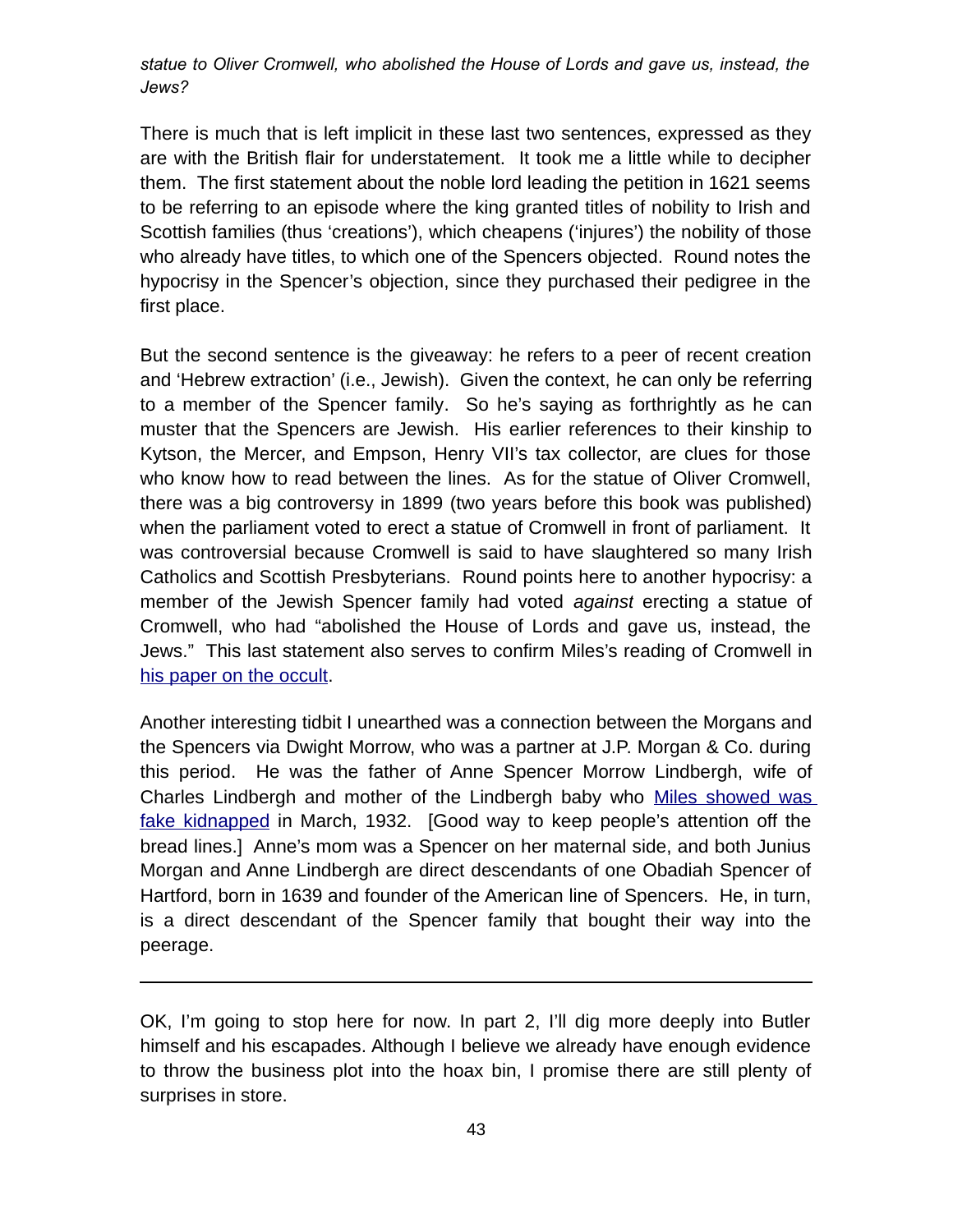*statue to Oliver Cromwell, who abolished the House of Lords and gave us, instead, the Jews?*

There is much that is left implicit in these last two sentences, expressed as they are with the British flair for understatement. It took me a little while to decipher them. The first statement about the noble lord leading the petition in 1621 seems to be referring to an episode where the king granted titles of nobility to Irish and Scottish families (thus 'creations'), which cheapens ('injures') the nobility of those who already have titles, to which one of the Spencers objected. Round notes the hypocrisy in the Spencer's objection, since they purchased their pedigree in the first place.

But the second sentence is the giveaway: he refers to a peer of recent creation and 'Hebrew extraction' (i.e., Jewish). Given the context, he can only be referring to a member of the Spencer family. So he's saying as forthrightly as he can muster that the Spencers are Jewish. His earlier references to their kinship to Kytson, the Mercer, and Empson, Henry VII's tax collector, are clues for those who know how to read between the lines. As for the statue of Oliver Cromwell, there was a big controversy in 1899 (two years before this book was published) when the parliament voted to erect a statue of Cromwell in front of parliament. It was controversial because Cromwell is said to have slaughtered so many Irish Catholics and Scottish Presbyterians. Round points here to another hypocrisy: a member of the Jewish Spencer family had voted *against* erecting a statue of Cromwell, who had "abolished the House of Lords and gave us, instead, the Jews." This last statement also serves to confirm Miles's reading of Cromwell in his paper on the occult.

Another interesting tidbit I unearthed was a connection between the Morgans and the Spencers via Dwight Morrow, who was a partner at J.P. Morgan & Co. during this period. He was the father of Anne Spencer Morrow Lindbergh, wife of Charles Lindbergh and mother of the Lindbergh baby who Miles showed was fake kidnapped in March, 1932. [Good way to keep people's attention off the bread lines.] Anne's mom was a Spencer on her maternal side, and both Junius Morgan and Anne Lindbergh are direct descendants of one Obadiah Spencer of Hartford, born in 1639 and founder of the American line of Spencers. He, in turn, is a direct descendant of the Spencer family that bought their way into the peerage.

---

OK, I'm going to stop here for now. In part 2, I'll dig more deeply into Butler himself and his escapades. Although I believe we already have enough evidence to throw the business plot into the hoax bin, I promise there are still plenty of surprises in store.